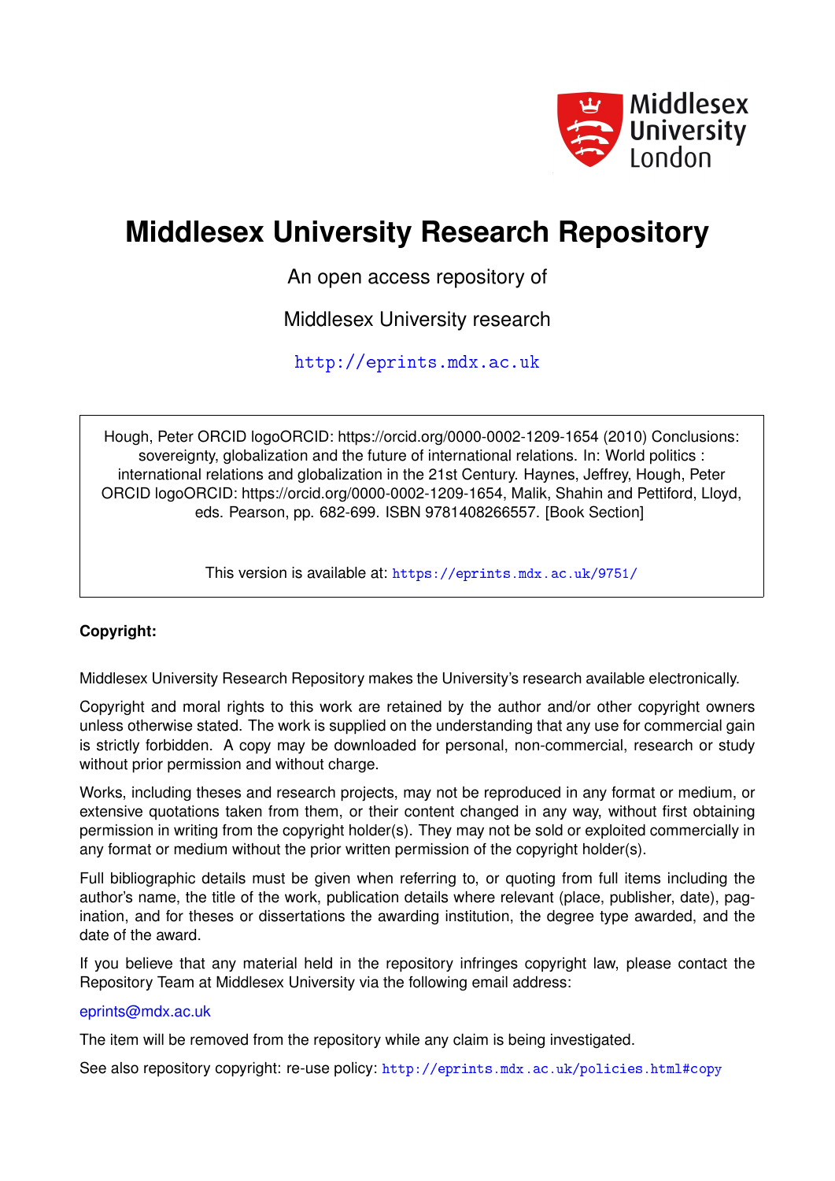Middlesex University London

# Middlesex University Research Repository

An open access repository of

Middlesex University research

http://eprints.mdx.ac.uk

Hough, Peter ORCID logoORCID: https://orcid.org/0000-0002-1209-1654 (2010) Conclusions: sovereignty, globalization and the future of international relations. In: World politics : international relations and globalization in the 21st Century. Haynes, Jeffrey, Hough, Peter ORCID logoORCID: https://orcid.org/0000-0002-1209-1654, Malik, Shahin and Pettiford, Lloyd, eds. Pearson, pp. 682-699. ISBN 9781408266557. [Book Section]

This version is available at: https://eprints.mdx.ac.uk/9751/

**Copyright:**

Middlesex University Research Repository makes the University's research available electronically.

Copyright and moral rights to this work are retained by the author and/or other copyright owners unless otherwise stated. The work is supplied on the understanding that any use for commercial gain is strictly forbidden. A copy may be downloaded for personal, non-commercial, research or study without prior permission and without charge.

Works, including theses and research projects, may not be reproduced in any format or medium, or extensive quotations taken from them, or their content changed in any way, without first obtaining permission in writing from the copyright holder(s). They may not be sold or exploited commercially in any format or medium without the prior written permission of the copyright holder(s).

Full bibliographic details must be given when referring to, or quoting from full items including the author's name, the title of the work, publication details where relevant (place, publisher, date), pagination, and for theses or dissertations the awarding institution, the degree type awarded, and the date of the award.

If you believe that any material held in the repository infringes copyright law, please contact the Repository Team at Middlesex University via the following email address:

eprints@mdx.ac.uk

The item will be removed from the repository while any claim is being investigated.

See also repository copyright: re-use policy: http://eprints.mdx.ac.uk/policies.html#copy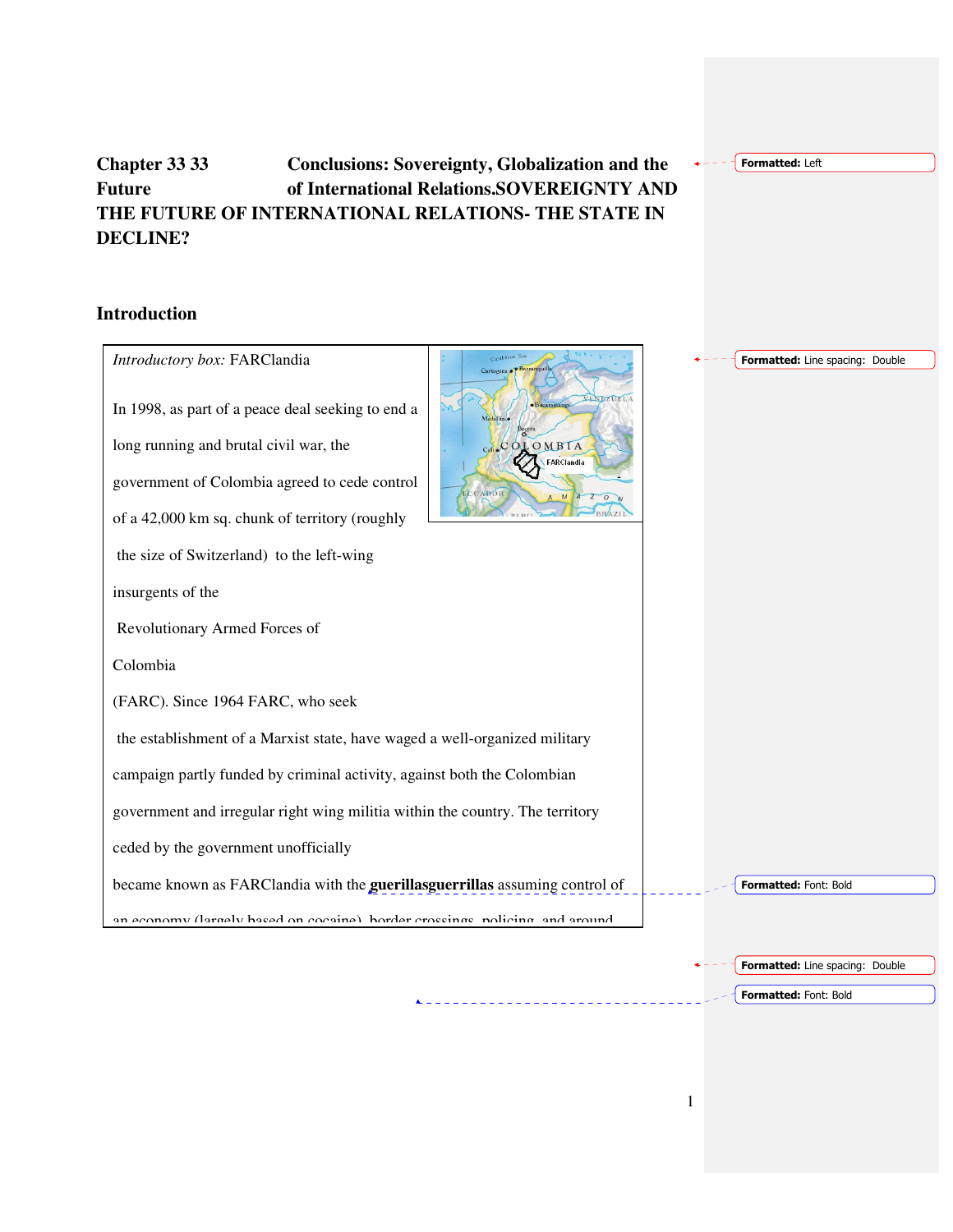# Chapter 33 33 Future Conclusions: Sovereignty, Globalization and the of International Relations.SOVEREIGNTY AND THE FUTURE OF INTERNATIONAL RELATIONS- THE STATE IN DECLINE?

## Introduction

*Introductory box:* FARClandia

In 1998, as part of a peace deal seeking to end a long running and brutal civil war, the government of Colombia agreed to cede control of a 42,000 km sq. chunk of territory (roughly the size of Switzerland) to the left-wing insurgents of the Revolutionary Armed Forces of Colombia (FARC). Since 1964 FARC, who seek the establishment of a Marxist state, have waged a well-organized military campaign partly funded by criminal activity, against both the Colombian government and irregular right wing militia within the country. The territory ceded by the government unofficially became known as FARClandia with the **guerillasguerrillas** assuming control of an economy (largely based on cocaine), border crossings, policing, and around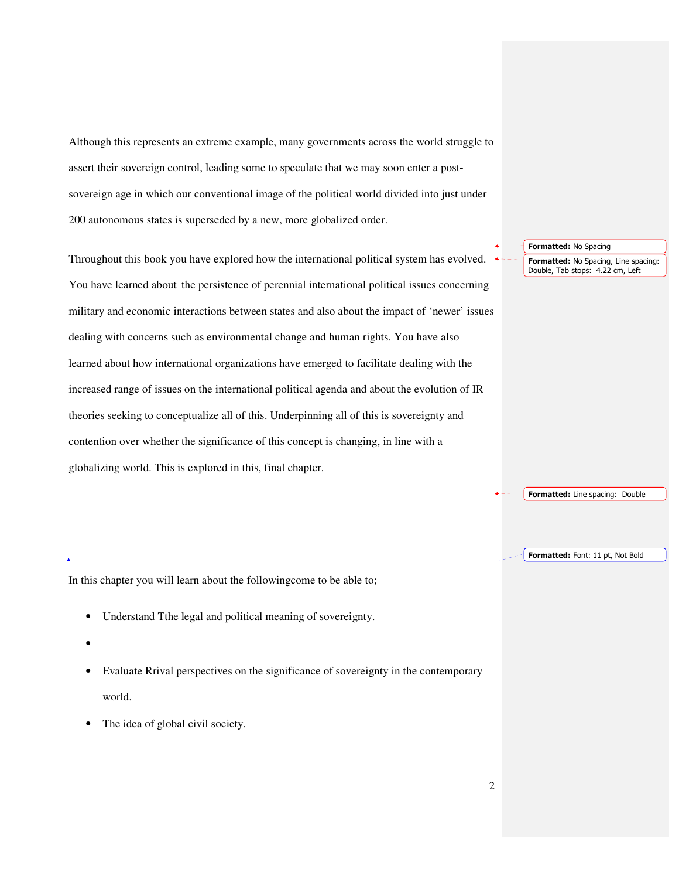Although this represents an extreme example, many governments across the world struggle to assert their sovereign control, leading some to speculate that we may soon enter a post-sovereign age in which our conventional image of the political world divided into just under 200 autonomous states is superseded by a new, more globalized order.

Throughout this book you have explored how the international political system has evolved. You have learned about the persistence of perennial international political issues concerning military and economic interactions between states and also about the impact of 'newer' issues dealing with concerns such as environmental change and human rights. You have also learned about how international organizations have emerged to facilitate dealing with the increased range of issues on the international political agenda and about the evolution of IR theories seeking to conceptualize all of this. Underpinning all of this is sovereignty and contention over whether the significance of this concept is changing, in line with a globalizing world. This is explored in this, final chapter.

In this chapter you will learn about the followingcome to be able to;

- Understand Tthe legal and political meaning of sovereignty.
- 
- Evaluate Rrival perspectives on the significance of sovereignty in the contemporary world.
- The idea of global civil society.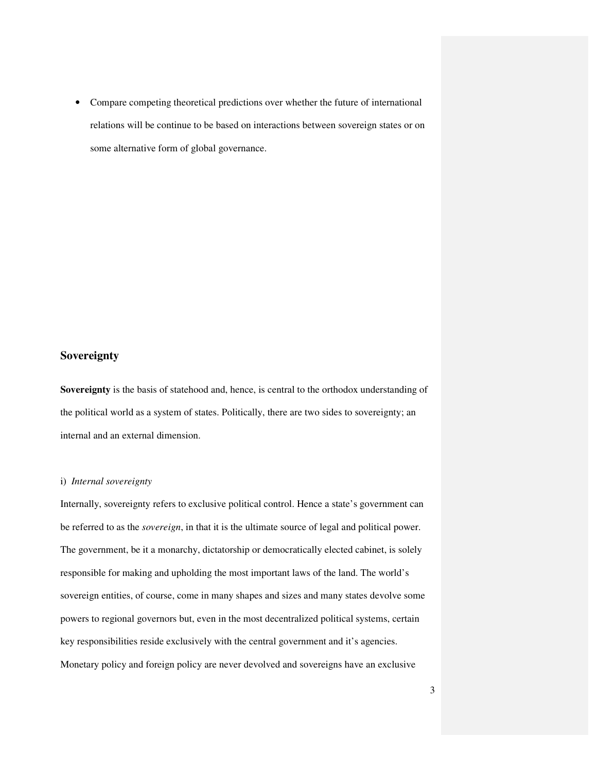- Compare competing theoretical predictions over whether the future of international relations will be continue to be based on interactions between sovereign states or on some alternative form of global governance.

## Sovereignty

**Sovereignty** is the basis of statehood and, hence, is central to the orthodox understanding of the political world as a system of states. Politically, there are two sides to sovereignty; an internal and an external dimension.

i) *Internal sovereignty*

Internally, sovereignty refers to exclusive political control. Hence a state's government can be referred to as the *sovereign*, in that it is the ultimate source of legal and political power. The government, be it a monarchy, dictatorship or democratically elected cabinet, is solely responsible for making and upholding the most important laws of the land. The world's sovereign entities, of course, come in many shapes and sizes and many states devolve some powers to regional governors but, even in the most decentralized political systems, certain key responsibilities reside exclusively with the central government and it's agencies. Monetary policy and foreign policy are never devolved and sovereigns have an exclusive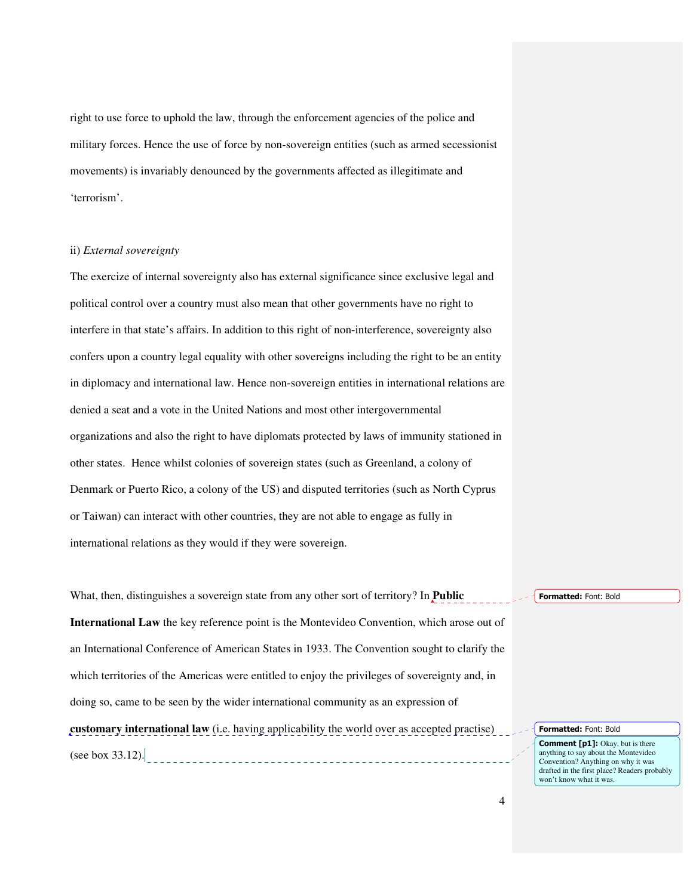right to use force to uphold the law, through the enforcement agencies of the police and military forces. Hence the use of force by non-sovereign entities (such as armed secessionist movements) is invariably denounced by the governments affected as illegitimate and 'terrorism'.

ii) *External sovereignty*

The exercize of internal sovereignty also has external significance since exclusive legal and political control over a country must also mean that other governments have no right to interfere in that state's affairs. In addition to this right of non-interference, sovereignty also confers upon a country legal equality with other sovereigns including the right to be an entity in diplomacy and international law. Hence non-sovereign entities in international relations are denied a seat and a vote in the United Nations and most other intergovernmental organizations and also the right to have diplomats protected by laws of immunity stationed in other states. Hence whilst colonies of sovereign states (such as Greenland, a colony of Denmark or Puerto Rico, a colony of the US) and disputed territories (such as North Cyprus or Taiwan) can interact with other countries, they are not able to engage as fully in international relations as they would if they were sovereign.

What, then, distinguishes a sovereign state from any other sort of territory? In **Public International Law** the key reference point is the Montevideo Convention, which arose out of an International Conference of American States in 1933. The Convention sought to clarify the which territories of the Americas were entitled to enjoy the privileges of sovereignty and, in doing so, came to be seen by the wider international community as an expression of **customary international law** (i.e. having applicability the world over as accepted practise) (see box 33.12).

Formatted: Font: Bold

Formatted: Font: Bold

**Comment [p1]:** Okay, but is there anything to say about the Montevideo Convention? Anything on why it was drafted in the first place? Readers probably won't know what it was.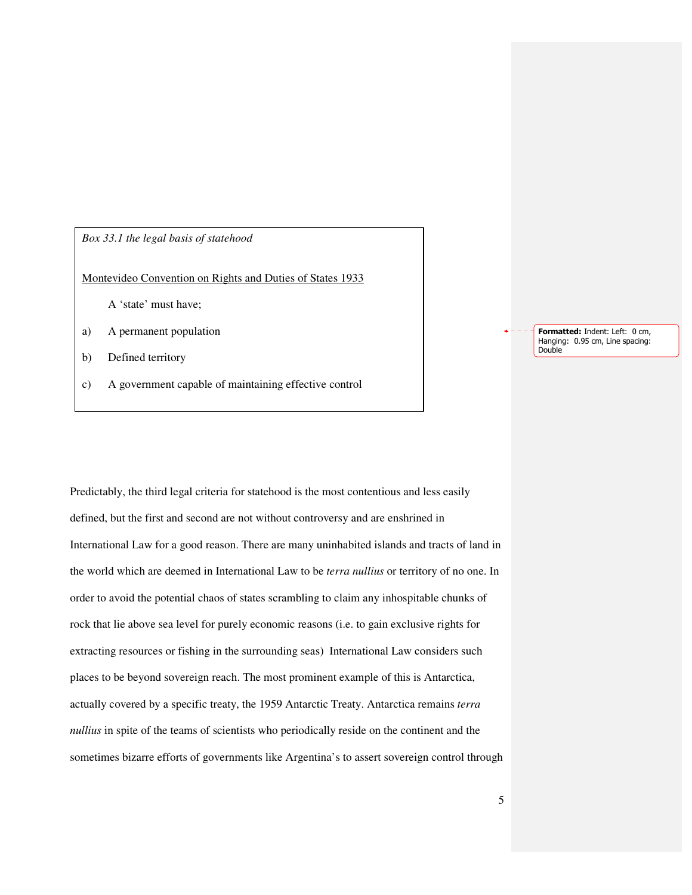*Box 33.1 the legal basis of statehood*

<u>Montevideo Convention on Rights and Duties of States 1933</u>

A 'state' must have;

a) A permanent population

b) Defined territory

c) A government capable of maintaining effective control

Predictably, the third legal criteria for statehood is the most contentious and less easily defined, but the first and second are not without controversy and are enshrined in International Law for a good reason. There are many uninhabited islands and tracts of land in the world which are deemed in International Law to be *terra nullius* or territory of no one. In order to avoid the potential chaos of states scrambling to claim any inhospitable chunks of rock that lie above sea level for purely economic reasons (i.e. to gain exclusive rights for extracting resources or fishing in the surrounding seas)  International Law considers such places to be beyond sovereign reach. The most prominent example of this is Antarctica, actually covered by a specific treaty, the 1959 Antarctic Treaty. Antarctica remains *terra nullius* in spite of the teams of scientists who periodically reside on the continent and the sometimes bizarre efforts of governments like Argentina's to assert sovereign control through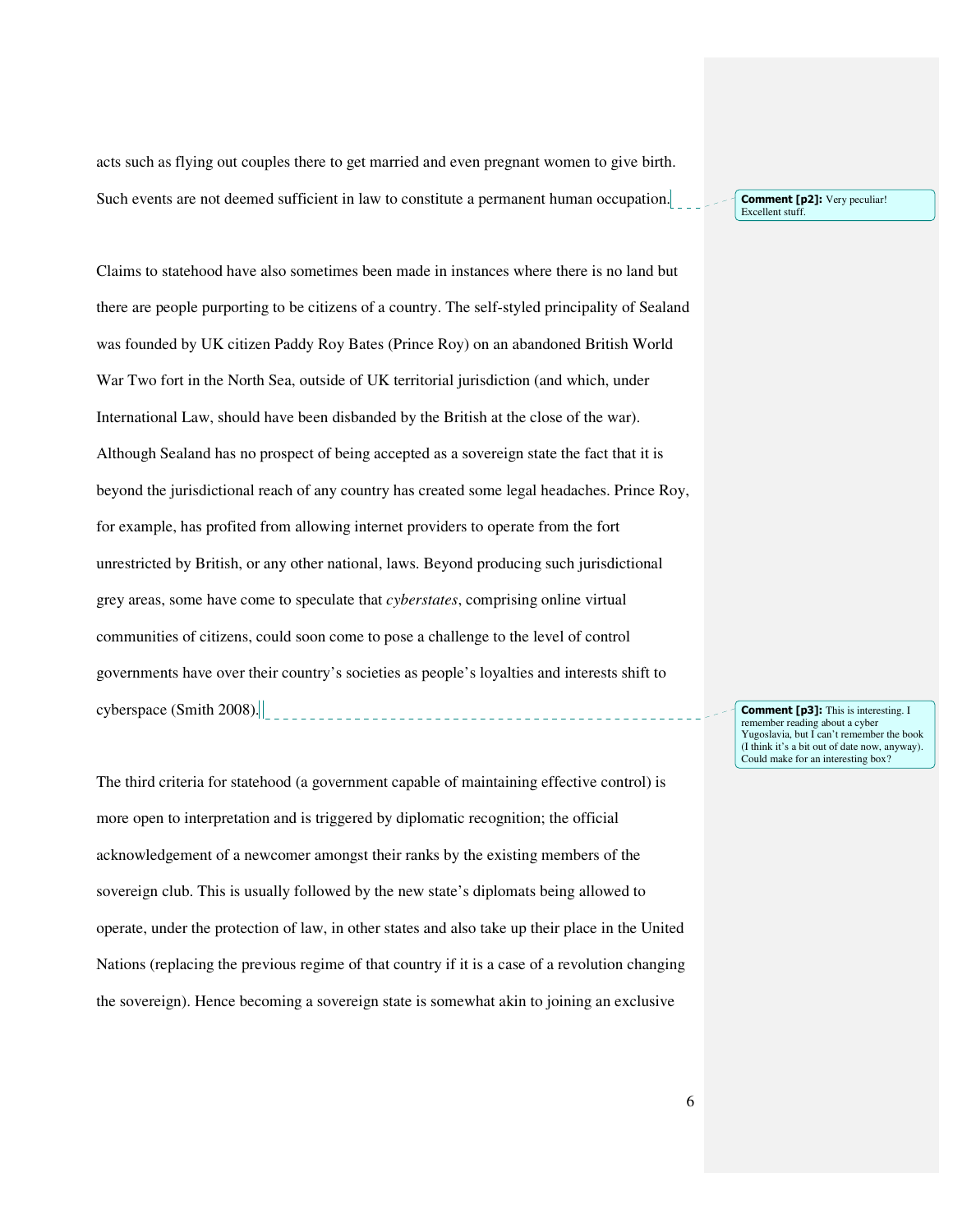acts such as flying out couples there to get married and even pregnant women to give birth. Such events are not deemed sufficient in law to constitute a permanent human occupation.

> **Comment [p2]:** Very peculiar! Excellent stuff.

Claims to statehood have also sometimes been made in instances where there is no land but there are people purporting to be citizens of a country. The self-styled principality of Sealand was founded by UK citizen Paddy Roy Bates (Prince Roy) on an abandoned British World War Two fort in the North Sea, outside of UK territorial jurisdiction (and which, under International Law, should have been disbanded by the British at the close of the war). Although Sealand has no prospect of being accepted as a sovereign state the fact that it is beyond the jurisdictional reach of any country has created some legal headaches. Prince Roy, for example, has profited from allowing internet providers to operate from the fort unrestricted by British, or any other national, laws. Beyond producing such jurisdictional grey areas, some have come to speculate that *cyberstates*, comprising online virtual communities of citizens, could soon come to pose a challenge to the level of control governments have over their country's societies as people's loyalties and interests shift to cyberspace (Smith 2008).

> **Comment [p3]:** This is interesting. I remember reading about a cyber Yugoslavia, but I can't remember the book (I think it's a bit out of date now, anyway). Could make for an interesting box?

The third criteria for statehood (a government capable of maintaining effective control) is more open to interpretation and is triggered by diplomatic recognition; the official acknowledgement of a newcomer amongst their ranks by the existing members of the sovereign club. This is usually followed by the new state's diplomats being allowed to operate, under the protection of law, in other states and also take up their place in the United Nations (replacing the previous regime of that country if it is a case of a revolution changing the sovereign). Hence becoming a sovereign state is somewhat akin to joining an exclusive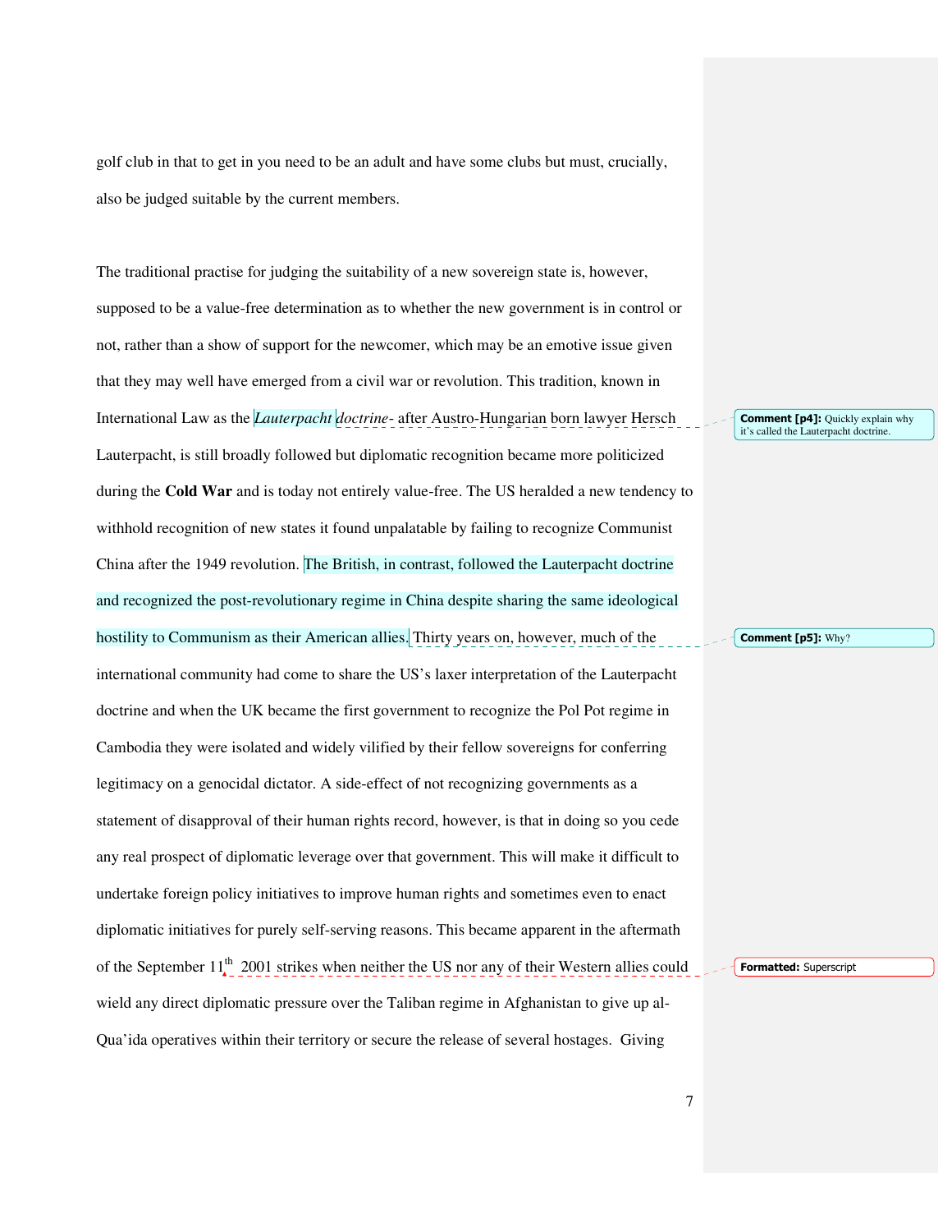golf club in that to get in you need to be an adult and have some clubs but must, crucially, also be judged suitable by the current members.

The traditional practise for judging the suitability of a new sovereign state is, however, supposed to be a value-free determination as to whether the new government is in control or not, rather than a show of support for the newcomer, which may be an emotive issue given that they may well have emerged from a civil war or revolution. This tradition, known in International Law as the *Lauterpacht doctrine*- after Austro-Hungarian born lawyer Hersch Lauterpacht, is still broadly followed but diplomatic recognition became more politicized during the **Cold War** and is today not entirely value-free. The US heralded a new tendency to withhold recognition of new states it found unpalatable by failing to recognize Communist China after the 1949 revolution. The British, in contrast, followed the Lauterpacht doctrine and recognized the post-revolutionary regime in China despite sharing the same ideological hostility to Communism as their American allies. Thirty years on, however, much of the international community had come to share the US's laxer interpretation of the Lauterpacht doctrine and when the UK became the first government to recognize the Pol Pot regime in Cambodia they were isolated and widely vilified by their fellow sovereigns for conferring legitimacy on a genocidal dictator. A side-effect of not recognizing governments as a statement of disapproval of their human rights record, however, is that in doing so you cede any real prospect of diplomatic leverage over that government. This will make it difficult to undertake foreign policy initiatives to improve human rights and sometimes even to enact diplomatic initiatives for purely self-serving reasons. This became apparent in the aftermath of the September 11th 2001 strikes when neither the US nor any of their Western allies could wield any direct diplomatic pressure over the Taliban regime in Afghanistan to give up al-Qua'ida operatives within their territory or secure the release of several hostages. Giving

> Comment [p4]: Quickly explain why it's called the Lauterpacht doctrine.

> Comment [p5]: Why?

> Formatted: Superscript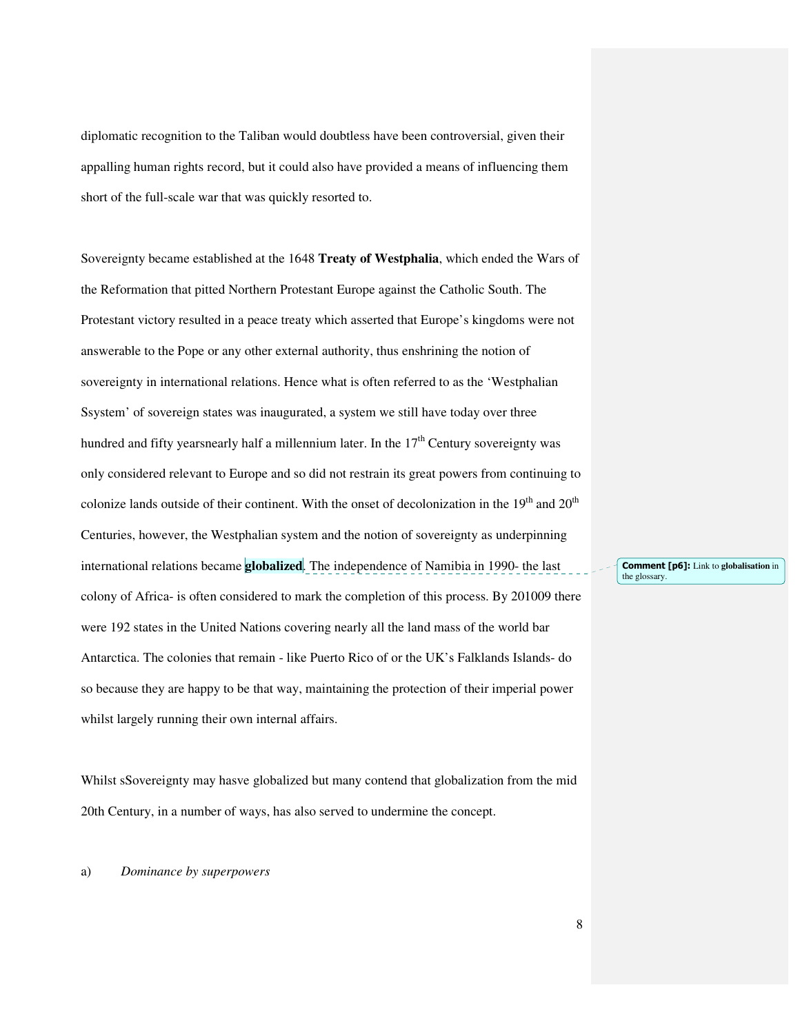diplomatic recognition to the Taliban would doubtless have been controversial, given their appalling human rights record, but it could also have provided a means of influencing them short of the full-scale war that was quickly resorted to.

Sovereignty became established at the 1648 **Treaty of Westphalia**, which ended the Wars of the Reformation that pitted Northern Protestant Europe against the Catholic South. The Protestant victory resulted in a peace treaty which asserted that Europe's kingdoms were not answerable to the Pope or any other external authority, thus enshrining the notion of sovereignty in international relations. Hence what is often referred to as the 'Westphalian Ssystem' of sovereign states was inaugurated, a system we still have today over three hundred and fifty yearsnearly half a millennium later. In the 17th Century sovereignty was only considered relevant to Europe and so did not restrain its great powers from continuing to colonize lands outside of their continent. With the onset of decolonization in the 19th and 20th Centuries, however, the Westphalian system and the notion of sovereignty as underpinning international relations became **globalized**. The independence of Namibia in 1990- the last colony of Africa- is often considered to mark the completion of this process. By 201009 there were 192 states in the United Nations covering nearly all the land mass of the world bar Antarctica. The colonies that remain - like Puerto Rico of or the UK's Falklands Islands- do so because they are happy to be that way, maintaining the protection of their imperial power whilst largely running their own internal affairs.

**Comment [p6]:** Link to **globalisation** in the glossary.

Whilst sSovereignty may hasve globalized but many contend that globalization from the mid 20th Century, in a number of ways, has also served to undermine the concept.

a) *Dominance by superpowers*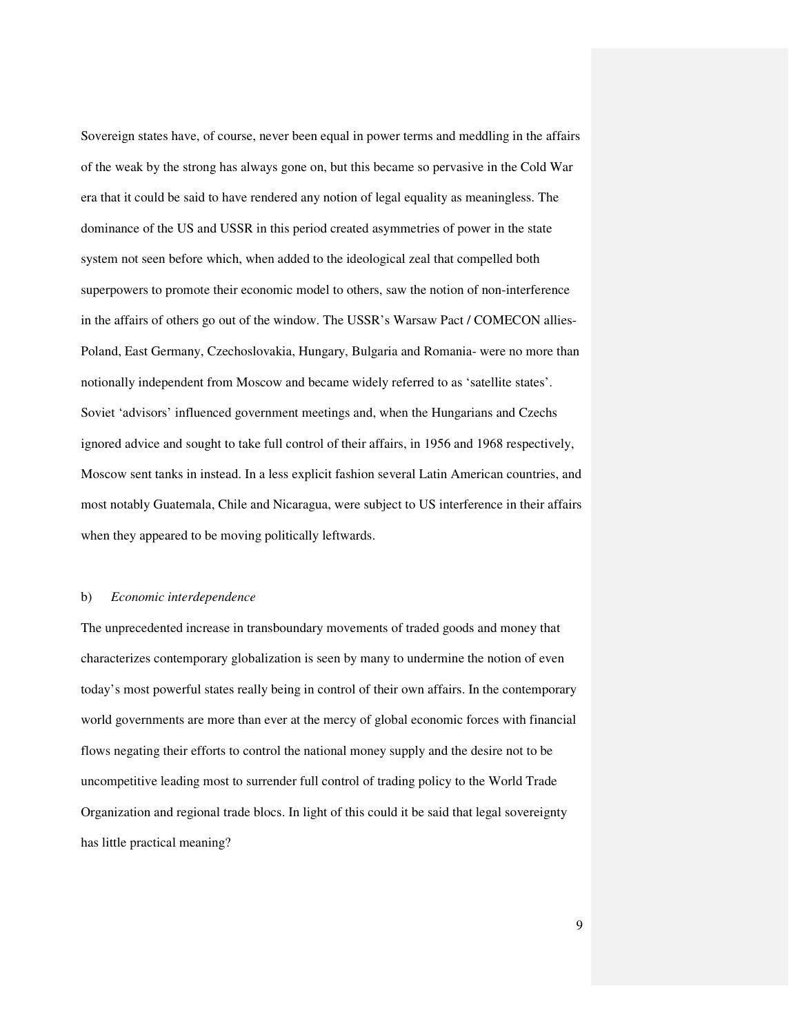Sovereign states have, of course, never been equal in power terms and meddling in the affairs of the weak by the strong has always gone on, but this became so pervasive in the Cold War era that it could be said to have rendered any notion of legal equality as meaningless. The dominance of the US and USSR in this period created asymmetries of power in the state system not seen before which, when added to the ideological zeal that compelled both superpowers to promote their economic model to others, saw the notion of non-interference in the affairs of others go out of the window. The USSR's Warsaw Pact / COMECON allies- Poland, East Germany, Czechoslovakia, Hungary, Bulgaria and Romania- were no more than notionally independent from Moscow and became widely referred to as 'satellite states'. Soviet 'advisors' influenced government meetings and, when the Hungarians and Czechs ignored advice and sought to take full control of their affairs, in 1956 and 1968 respectively, Moscow sent tanks in instead. In a less explicit fashion several Latin American countries, and most notably Guatemala, Chile and Nicaragua, were subject to US interference in their affairs when they appeared to be moving politically leftwards.

b) *Economic interdependence*

The unprecedented increase in transboundary movements of traded goods and money that characterizes contemporary globalization is seen by many to undermine the notion of even today's most powerful states really being in control of their own affairs. In the contemporary world governments are more than ever at the mercy of global economic forces with financial flows negating their efforts to control the national money supply and the desire not to be uncompetitive leading most to surrender full control of trading policy to the World Trade Organization and regional trade blocs. In light of this could it be said that legal sovereignty has little practical meaning?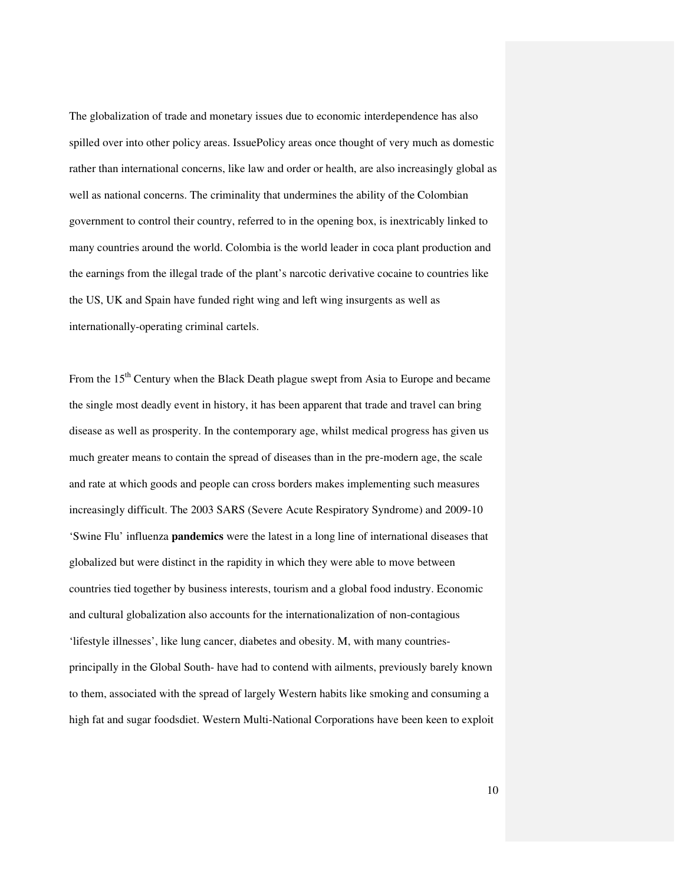The globalization of trade and monetary issues due to economic interdependence has also spilled over into other policy areas. IssuePolicy areas once thought of very much as domestic rather than international concerns, like law and order or health, are also increasingly global as well as national concerns. The criminality that undermines the ability of the Colombian government to control their country, referred to in the opening box, is inextricably linked to many countries around the world. Colombia is the world leader in coca plant production and the earnings from the illegal trade of the plant's narcotic derivative cocaine to countries like the US, UK and Spain have funded right wing and left wing insurgents as well as internationally-operating criminal cartels.

From the 15th Century when the Black Death plague swept from Asia to Europe and became the single most deadly event in history, it has been apparent that trade and travel can bring disease as well as prosperity. In the contemporary age, whilst medical progress has given us much greater means to contain the spread of diseases than in the pre-modern age, the scale and rate at which goods and people can cross borders makes implementing such measures increasingly difficult. The 2003 SARS (Severe Acute Respiratory Syndrome) and 2009-10 'Swine Flu' influenza **pandemics** were the latest in a long line of international diseases that globalized but were distinct in the rapidity in which they were able to move between countries tied together by business interests, tourism and a global food industry. Economic and cultural globalization also accounts for the internationalization of non-contagious 'lifestyle illnesses', like lung cancer, diabetes and obesity. M, with many countries- principally in the Global South- have had to contend with ailments, previously barely known to them, associated with the spread of largely Western habits like smoking and consuming a high fat and sugar foodsdiet. Western Multi-National Corporations have been keen to exploit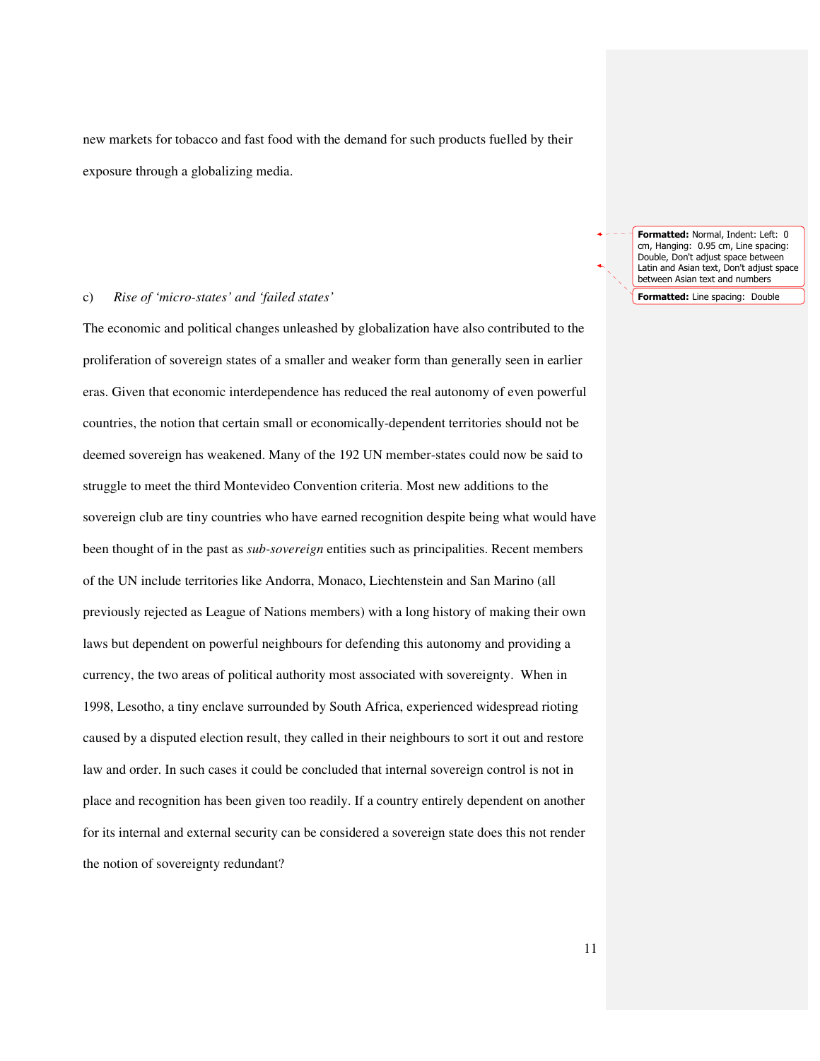new markets for tobacco and fast food with the demand for such products fuelled by their exposure through a globalizing media.

c) *Rise of 'micro-states' and 'failed states'*

The economic and political changes unleashed by globalization have also contributed to the proliferation of sovereign states of a smaller and weaker form than generally seen in earlier eras. Given that economic interdependence has reduced the real autonomy of even powerful countries, the notion that certain small or economically-dependent territories should not be deemed sovereign has weakened. Many of the 192 UN member-states could now be said to struggle to meet the third Montevideo Convention criteria. Most new additions to the sovereign club are tiny countries who have earned recognition despite being what would have been thought of in the past as *sub-sovereign* entities such as principalities. Recent members of the UN include territories like Andorra, Monaco, Liechtenstein and San Marino (all previously rejected as League of Nations members) with a long history of making their own laws but dependent on powerful neighbours for defending this autonomy and providing a currency, the two areas of political authority most associated with sovereignty. When in 1998, Lesotho, a tiny enclave surrounded by South Africa, experienced widespread rioting caused by a disputed election result, they called in their neighbours to sort it out and restore law and order. In such cases it could be concluded that internal sovereign control is not in place and recognition has been given too readily. If a country entirely dependent on another for its internal and external security can be considered a sovereign state does this not render the notion of sovereignty redundant?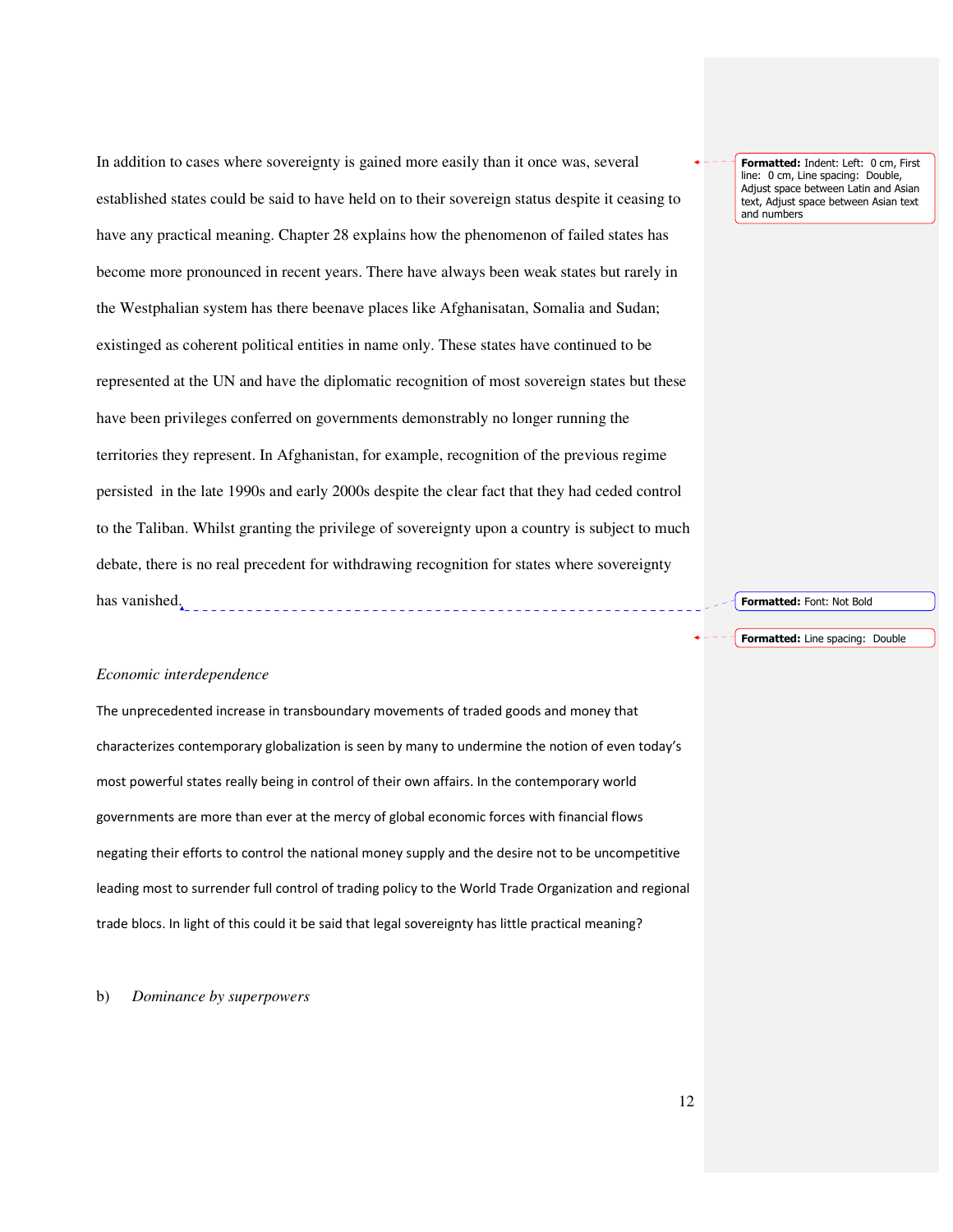In addition to cases where sovereignty is gained more easily than it once was, several established states could be said to have held on to their sovereign status despite it ceasing to have any practical meaning. Chapter 28 explains how the phenomenon of failed states has become more pronounced in recent years. There have always been weak states but rarely in the Westphalian system has there beenave places like Afghanisatan, Somalia and Sudan; existinged as coherent political entities in name only. These states have continued to be represented at the UN and have the diplomatic recognition of most sovereign states but these have been privileges conferred on governments demonstrably no longer running the territories they represent. In Afghanistan, for example, recognition of the previous regime persisted in the late 1990s and early 2000s despite the clear fact that they had ceded control to the Taliban. Whilst granting the privilege of sovereignty upon a country is subject to much debate, there is no real precedent for withdrawing recognition for states where sovereignty has vanished.

*Economic interdependence*

The unprecedented increase in transboundary movements of traded goods and money that characterizes contemporary globalization is seen by many to undermine the notion of even today's most powerful states really being in control of their own affairs. In the contemporary world governments are more than ever at the mercy of global economic forces with financial flows negating their efforts to control the national money supply and the desire not to be uncompetitive leading most to surrender full control of trading policy to the World Trade Organization and regional trade blocs. In light of this could it be said that legal sovereignty has little practical meaning?

b) *Dominance by superpowers*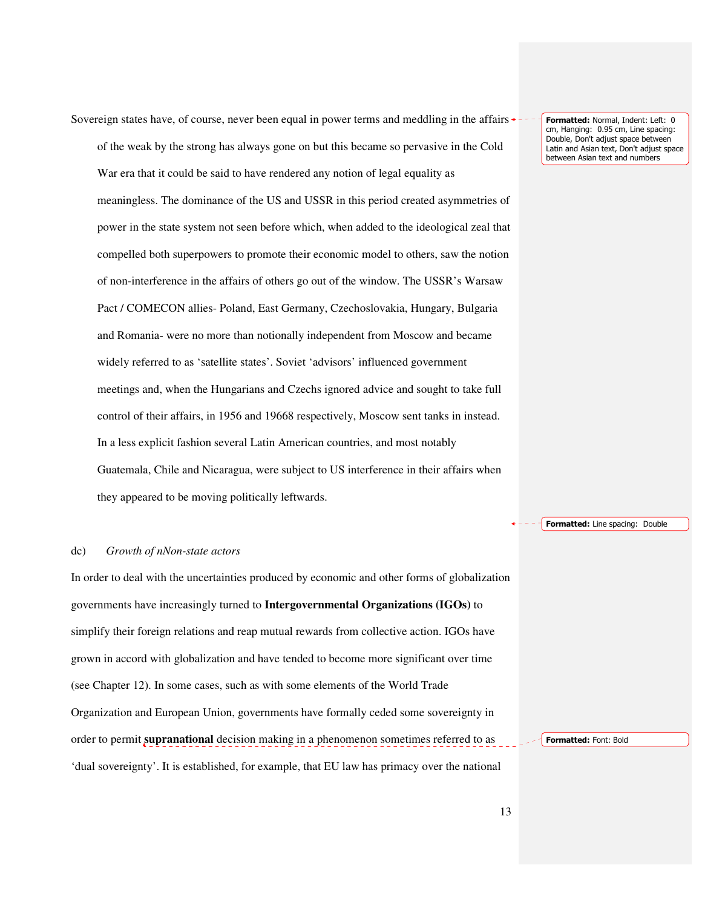Sovereign states have, of course, never been equal in power terms and meddling in the affairs of the weak by the strong has always gone on but this became so pervasive in the Cold War era that it could be said to have rendered any notion of legal equality as meaningless. The dominance of the US and USSR in this period created asymmetries of power in the state system not seen before which, when added to the ideological zeal that compelled both superpowers to promote their economic model to others, saw the notion of non-interference in the affairs of others go out of the window. The USSR's Warsaw Pact / COMECON allies- Poland, East Germany, Czechoslovakia, Hungary, Bulgaria and Romania- were no more than notionally independent from Moscow and became widely referred to as 'satellite states'. Soviet 'advisors' influenced government meetings and, when the Hungarians and Czechs ignored advice and sought to take full control of their affairs, in 1956 and 19668 respectively, Moscow sent tanks in instead. In a less explicit fashion several Latin American countries, and most notably Guatemala, Chile and Nicaragua, were subject to US interference in their affairs when they appeared to be moving politically leftwards.

dc) *Growth of nNon-state actors*

In order to deal with the uncertainties produced by economic and other forms of globalization governments have increasingly turned to **Intergovernmental Organizations (IGOs)** to simplify their foreign relations and reap mutual rewards from collective action. IGOs have grown in accord with globalization and have tended to become more significant over time (see Chapter 12). In some cases, such as with some elements of the World Trade Organization and European Union, governments have formally ceded some sovereignty in order to permit **supranational** decision making in a phenomenon sometimes referred to as 'dual sovereignty'. It is established, for example, that EU law has primacy over the national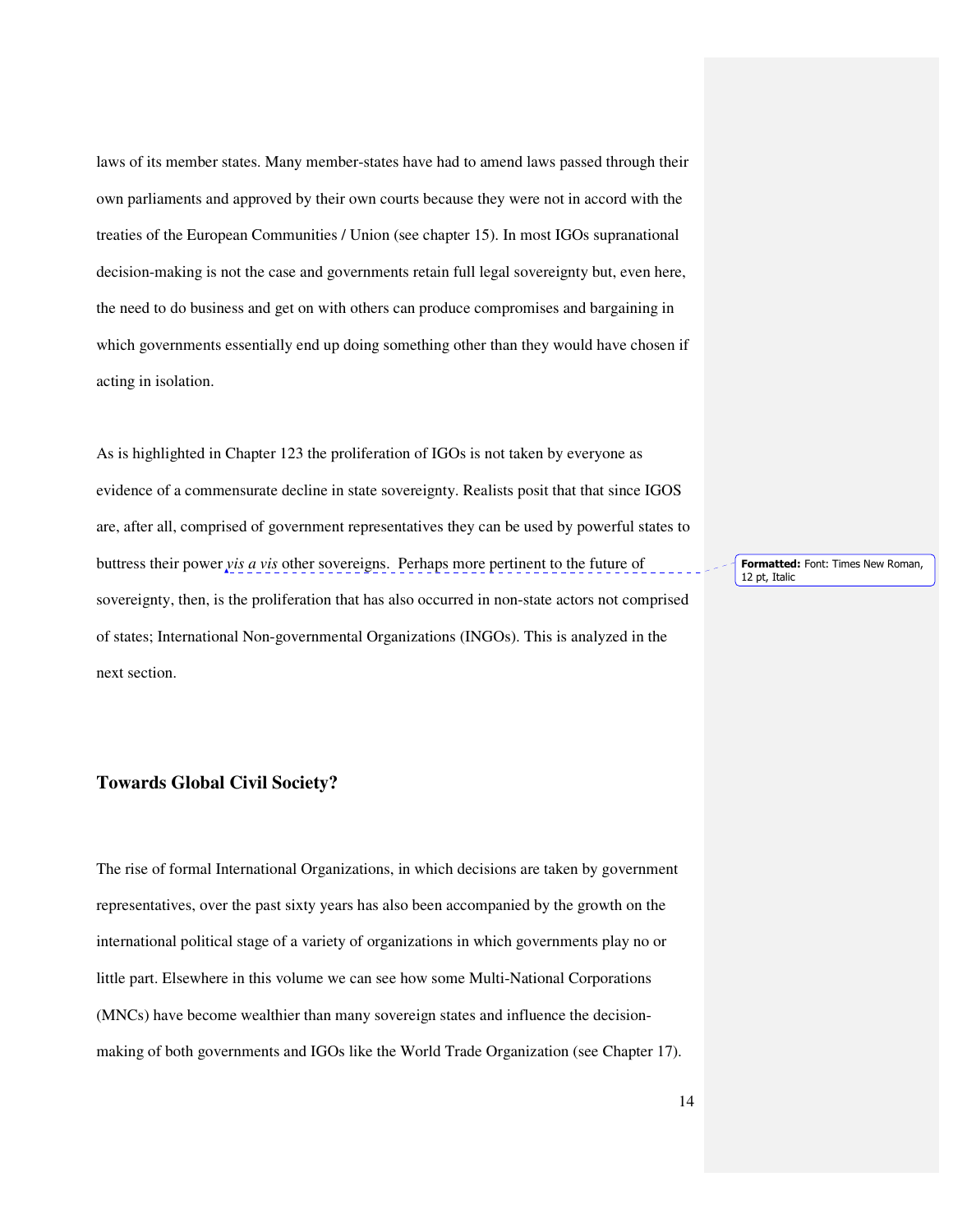laws of its member states. Many member-states have had to amend laws passed through their own parliaments and approved by their own courts because they were not in accord with the treaties of the European Communities / Union (see chapter 15). In most IGOs supranational decision-making is not the case and governments retain full legal sovereignty but, even here, the need to do business and get on with others can produce compromises and bargaining in which governments essentially end up doing something other than they would have chosen if acting in isolation.

As is highlighted in Chapter 123 the proliferation of IGOs is not taken by everyone as evidence of a commensurate decline in state sovereignty. Realists posit that that since IGOS are, after all, comprised of government representatives they can be used by powerful states to buttress their power *vis a vis* other sovereigns. Perhaps more pertinent to the future of sovereignty, then, is the proliferation that has also occurred in non-state actors not comprised of states; International Non-governmental Organizations (INGOs). This is analyzed in the next section.

## Towards Global Civil Society?

The rise of formal International Organizations, in which decisions are taken by government representatives, over the past sixty years has also been accompanied by the growth on the international political stage of a variety of organizations in which governments play no or little part. Elsewhere in this volume we can see how some Multi-National Corporations (MNCs) have become wealthier than many sovereign states and influence the decision-making of both governments and IGOs like the World Trade Organization (see Chapter 17).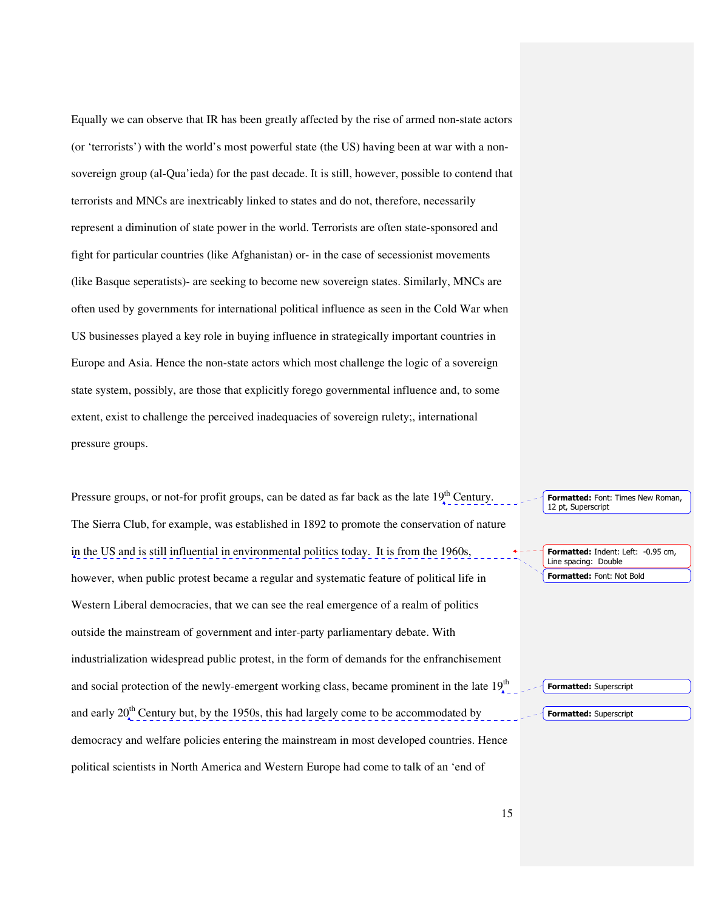Equally we can observe that IR has been greatly affected by the rise of armed non-state actors (or 'terrorists') with the world's most powerful state (the US) having been at war with a non-sovereign group (al-Qua'ieda) for the past decade. It is still, however, possible to contend that terrorists and MNCs are inextricably linked to states and do not, therefore, necessarily represent a diminution of state power in the world. Terrorists are often state-sponsored and fight for particular countries (like Afghanistan) or- in the case of secessionist movements (like Basque seperatists)- are seeking to become new sovereign states. Similarly, MNCs are often used by governments for international political influence as seen in the Cold War when US businesses played a key role in buying influence in strategically important countries in Europe and Asia. Hence the non-state actors which most challenge the logic of a sovereign state system, possibly, are those that explicitly forego governmental influence and, to some extent, exist to challenge the perceived inadequacies of sovereign rulety;, international pressure groups.

Pressure groups, or not-for profit groups, can be dated as far back as the late 19th Century. The Sierra Club, for example, was established in 1892 to promote the conservation of nature in the US and is still influential in environmental politics today. It is from the 1960s, however, when public protest became a regular and systematic feature of political life in Western Liberal democracies, that we can see the real emergence of a realm of politics outside the mainstream of government and inter-party parliamentary debate. With industrialization widespread public protest, in the form of demands for the enfranchisement and social protection of the newly-emergent working class, became prominent in the late 19th and early 20th Century but, by the 1950s, this had largely come to be accommodated by democracy and welfare policies entering the mainstream in most developed countries. Hence political scientists in North America and Western Europe had come to talk of an 'end of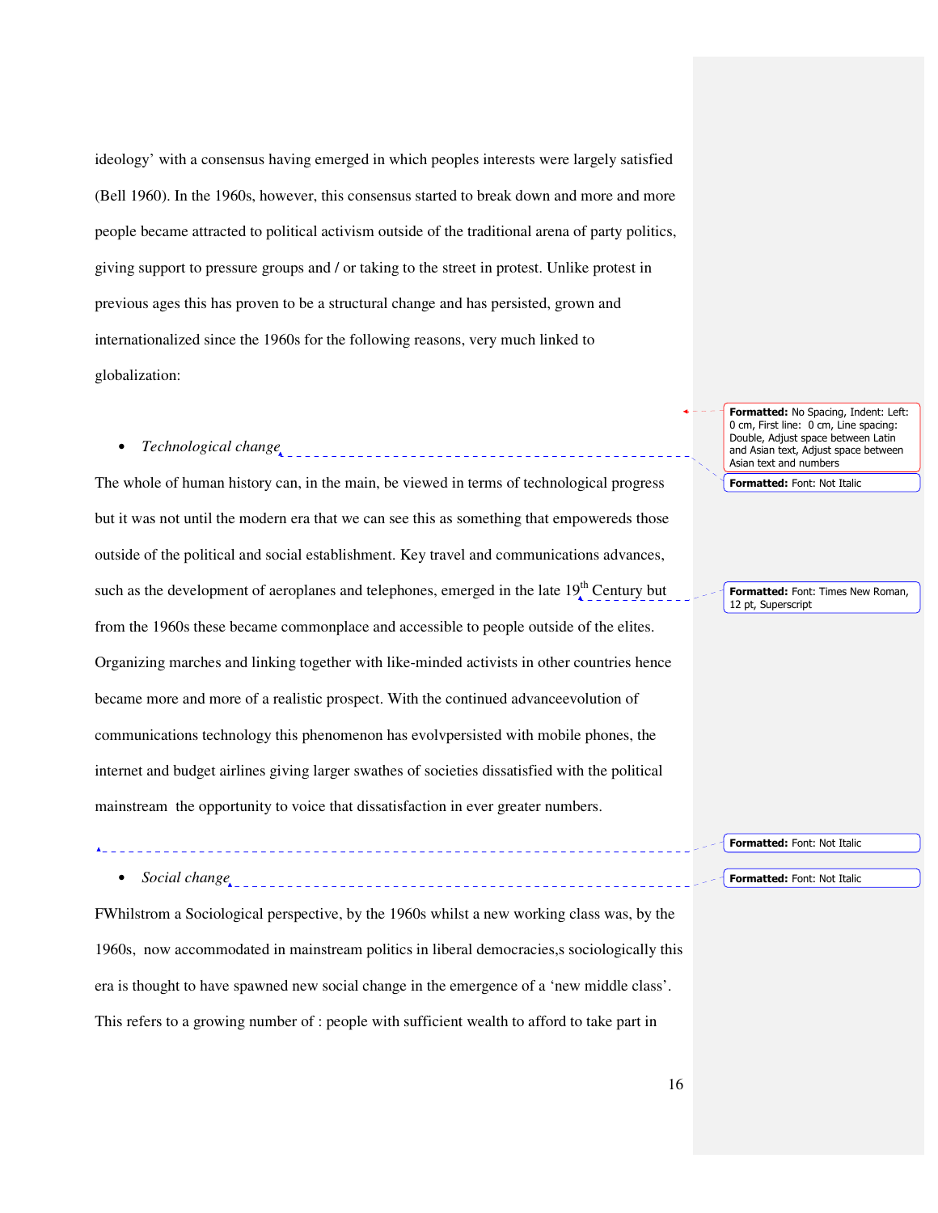ideology' with a consensus having emerged in which peoples interests were largely satisfied (Bell 1960). In the 1960s, however, this consensus started to break down and more and more people became attracted to political activism outside of the traditional arena of party politics, giving support to pressure groups and / or taking to the street in protest. Unlike protest in previous ages this has proven to be a structural change and has persisted, grown and internationalized since the 1960s for the following reasons, very much linked to globalization:

- *Technological change*

The whole of human history can, in the main, be viewed in terms of technological progress but it was not until the modern era that we can see this as something that empowereds those outside of the political and social establishment. Key travel and communications advances, such as the development of aeroplanes and telephones, emerged in the late 19th Century but from the 1960s these became commonplace and accessible to people outside of the elites. Organizing marches and linking together with like-minded activists in other countries hence became more and more of a realistic prospect. With the continued advanceevolution of communications technology this phenomenon has evolvpersisted with mobile phones, the internet and budget airlines giving larger swathes of societies dissatisfied with the political mainstream the opportunity to voice that dissatisfaction in ever greater numbers.

- *Social change*

FWhilstrom a Sociological perspective, by the 1960s whilst a new working class was, by the 1960s, now accommodated in mainstream politics in liberal democracies,s sociologically this era is thought to have spawned new social change in the emergence of a 'new middle class'. This refers to a growing number of : people with sufficient wealth to afford to take part in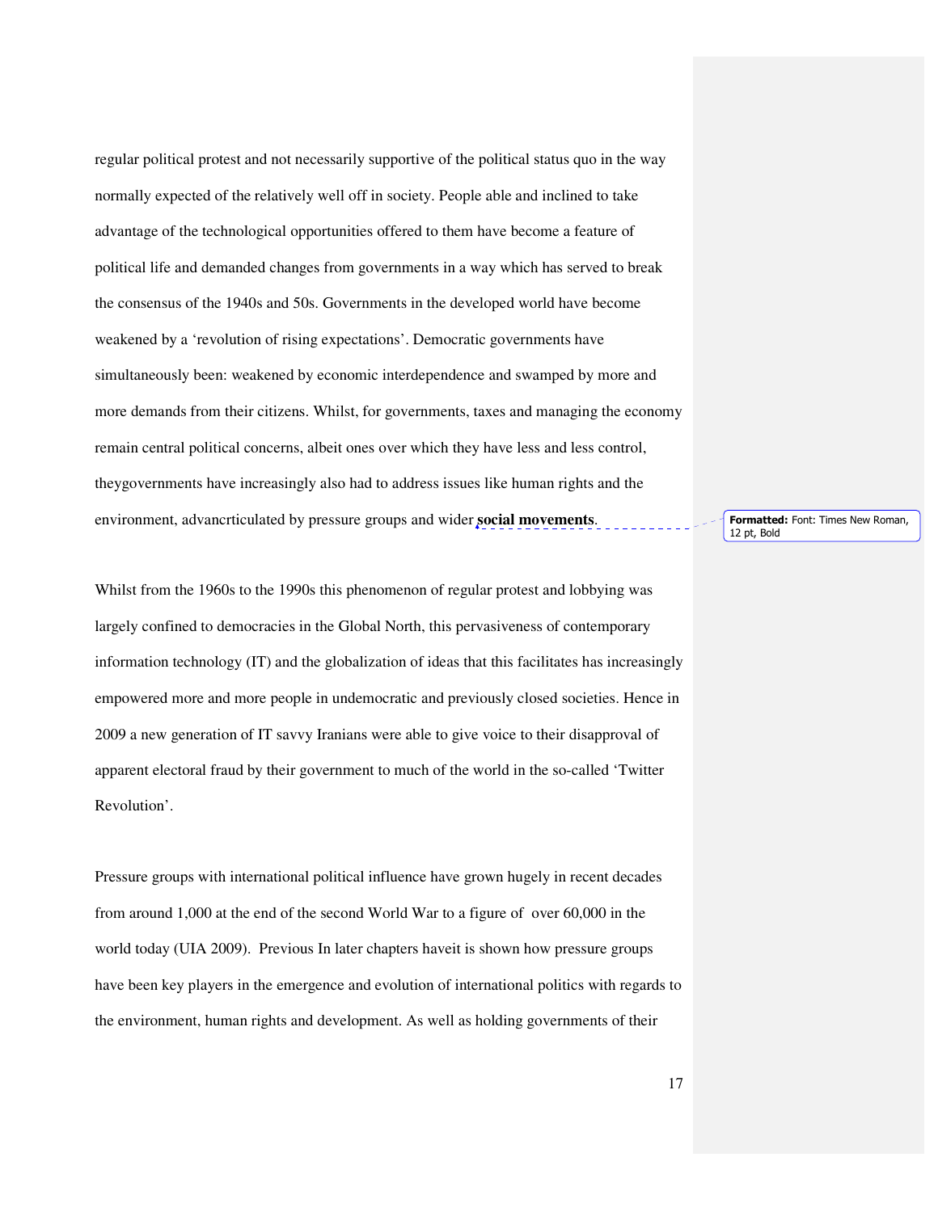regular political protest and not necessarily supportive of the political status quo in the way normally expected of the relatively well off in society. People able and inclined to take advantage of the technological opportunities offered to them have become a feature of political life and demanded changes from governments in a way which has served to break the consensus of the 1940s and 50s. Governments in the developed world have become weakened by a 'revolution of rising expectations'. Democratic governments have simultaneously been: weakened by economic interdependence and swamped by more and more demands from their citizens. Whilst, for governments, taxes and managing the economy remain central political concerns, albeit ones over which they have less and less control, theygovernments have increasingly also had to address issues like human rights and the environment, advancrticulated by pressure groups and wider **social movements**.

Whilst from the 1960s to the 1990s this phenomenon of regular protest and lobbying was largely confined to democracies in the Global North, this pervasiveness of contemporary information technology (IT) and the globalization of ideas that this facilitates has increasingly empowered more and more people in undemocratic and previously closed societies. Hence in 2009 a new generation of IT savvy Iranians were able to give voice to their disapproval of apparent electoral fraud by their government to much of the world in the so-called 'Twitter Revolution'.

Pressure groups with international political influence have grown hugely in recent decades from around 1,000 at the end of the second World War to a figure of  over 60,000 in the world today (UIA 2009).  Previous In later chapters haveit is shown how pressure groups have been key players in the emergence and evolution of international politics with regards to the environment, human rights and development. As well as holding governments of their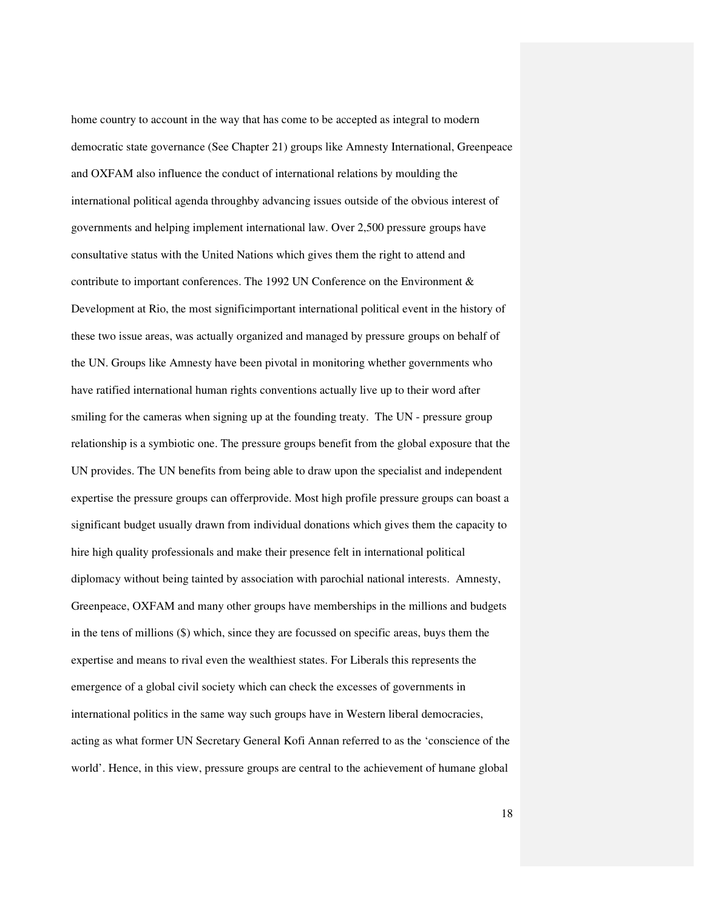home country to account in the way that has come to be accepted as integral to modern democratic state governance (See Chapter 21) groups like Amnesty International, Greenpeace and OXFAM also influence the conduct of international relations by moulding the international political agenda throughby advancing issues outside of the obvious interest of governments and helping implement international law. Over 2,500 pressure groups have consultative status with the United Nations which gives them the right to attend and contribute to important conferences. The 1992 UN Conference on the Environment & Development at Rio, the most significimportant international political event in the history of these two issue areas, was actually organized and managed by pressure groups on behalf of the UN. Groups like Amnesty have been pivotal in monitoring whether governments who have ratified international human rights conventions actually live up to their word after smiling for the cameras when signing up at the founding treaty.  The UN - pressure group relationship is a symbiotic one. The pressure groups benefit from the global exposure that the UN provides. The UN benefits from being able to draw upon the specialist and independent expertise the pressure groups can offerprovide. Most high profile pressure groups can boast a significant budget usually drawn from individual donations which gives them the capacity to hire high quality professionals and make their presence felt in international political diplomacy without being tainted by association with parochial national interests.  Amnesty, Greenpeace, OXFAM and many other groups have memberships in the millions and budgets in the tens of millions ($) which, since they are focussed on specific areas, buys them the expertise and means to rival even the wealthiest states. For Liberals this represents the emergence of a global civil society which can check the excesses of governments in international politics in the same way such groups have in Western liberal democracies, acting as what former UN Secretary General Kofi Annan referred to as the 'conscience of the world'. Hence, in this view, pressure groups are central to the achievement of humane global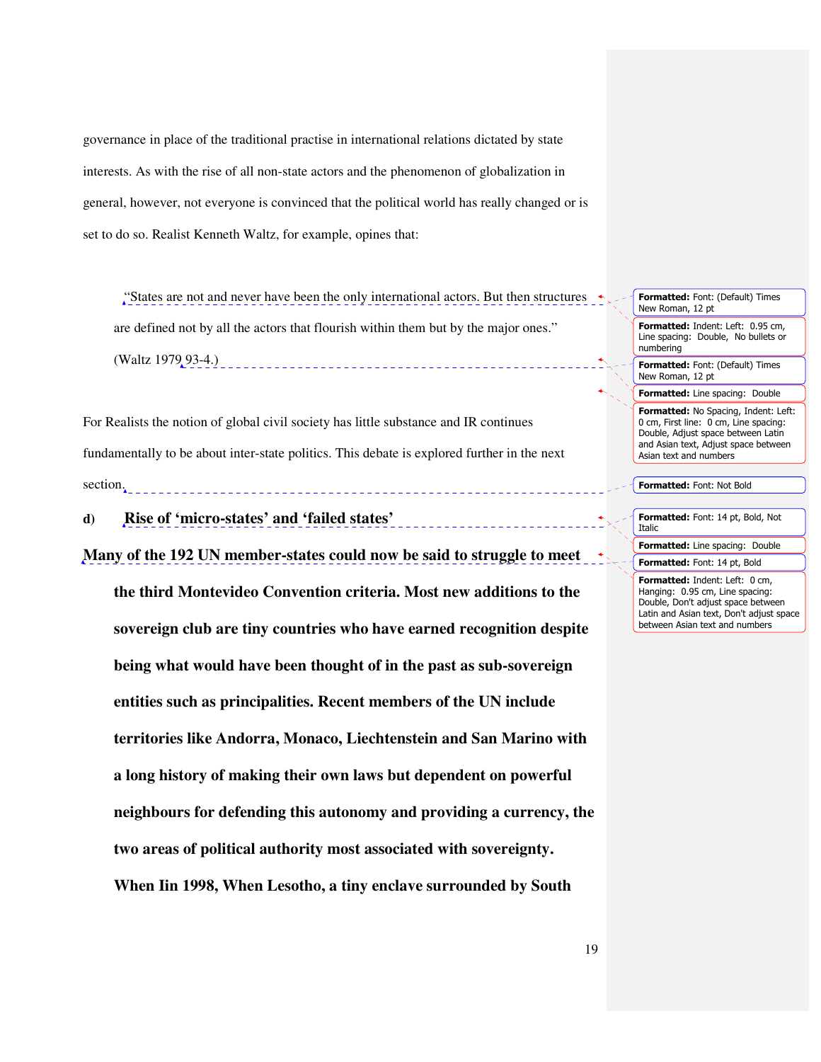governance in place of the traditional practise in international relations dictated by state interests. As with the rise of all non-state actors and the phenomenon of globalization in general, however, not everyone is convinced that the political world has really changed or is set to do so. Realist Kenneth Waltz, for example, opines that:

> "States are not and never have been the only international actors. But then structures are defined not by all the actors that flourish within them but by the major ones." (Waltz 1979 93-4.)

For Realists the notion of global civil society has little substance and IR continues fundamentally to be about inter-state politics. This debate is explored further in the next section.

## d) Rise of 'micro-states' and 'failed states'

**Many of the 192 UN member-states could now be said to struggle to meet the third Montevideo Convention criteria. Most new additions to the sovereign club are tiny countries who have earned recognition despite being what would have been thought of in the past as sub-sovereign entities such as principalities. Recent members of the UN include territories like Andorra, Monaco, Liechtenstein and San Marino with a long history of making their own laws but dependent on powerful neighbours for defending this autonomy and providing a currency, the two areas of political authority most associated with sovereignty. When Iin 1998, When Lesotho, a tiny enclave surrounded by South**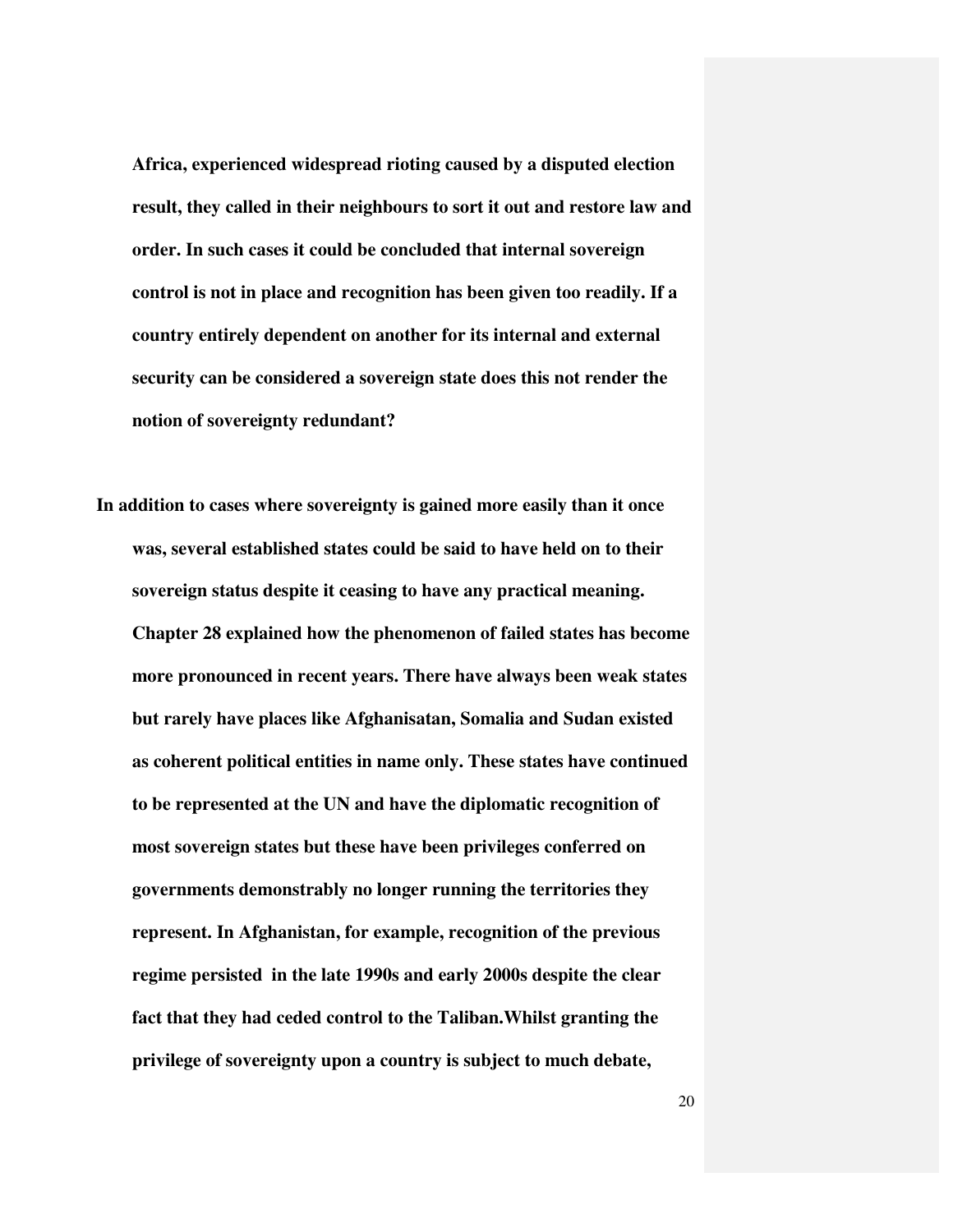**Africa, experienced widespread rioting caused by a disputed election result, they called in their neighbours to sort it out and restore law and order. In such cases it could be concluded that internal sovereign control is not in place and recognition has been given too readily. If a country entirely dependent on another for its internal and external security can be considered a sovereign state does this not render the notion of sovereignty redundant?**

**In addition to cases where sovereignty is gained more easily than it once was, several established states could be said to have held on to their sovereign status despite it ceasing to have any practical meaning. Chapter 28 explained how the phenomenon of failed states has become more pronounced in recent years. There have always been weak states but rarely have places like Afghanisatan, Somalia and Sudan existed as coherent political entities in name only. These states have continued to be represented at the UN and have the diplomatic recognition of most sovereign states but these have been privileges conferred on governments demonstrably no longer running the territories they represent. In Afghanistan, for example, recognition of the previous regime persisted in the late 1990s and early 2000s despite the clear fact that they had ceded control to the Taliban.Whilst granting the privilege of sovereignty upon a country is subject to much debate,**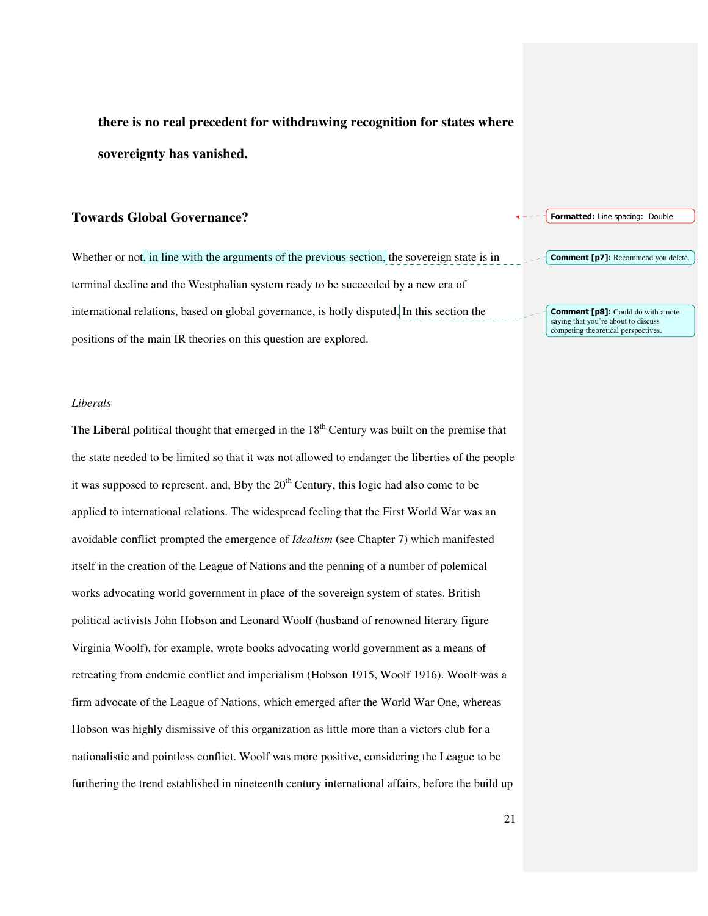**there is no real precedent for withdrawing recognition for states where sovereignty has vanished.**

## Towards Global Governance?

Whether or not, in line with the arguments of the previous section, the sovereign state is in terminal decline and the Westphalian system ready to be succeeded by a new era of international relations, based on global governance, is hotly disputed. In this section the positions of the main IR theories on this question are explored.

*Liberals*

The **Liberal** political thought that emerged in the 18th Century was built on the premise that the state needed to be limited so that it was not allowed to endanger the liberties of the people it was supposed to represent. and, Bby the 20th Century, this logic had also come to be applied to international relations. The widespread feeling that the First World War was an avoidable conflict prompted the emergence of *Idealism* (see Chapter 7) which manifested itself in the creation of the League of Nations and the penning of a number of polemical works advocating world government in place of the sovereign system of states. British political activists John Hobson and Leonard Woolf (husband of renowned literary figure Virginia Woolf), for example, wrote books advocating world government as a means of retreating from endemic conflict and imperialism (Hobson 1915, Woolf 1916). Woolf was a firm advocate of the League of Nations, which emerged after the World War One, whereas Hobson was highly dismissive of this organization as little more than a victors club for a nationalistic and pointless conflict. Woolf was more positive, considering the League to be furthering the trend established in nineteenth century international affairs, before the build up

Formatted: Line spacing: Double

Comment [p7]: Recommend you delete.

Comment [p8]: Could do with a note saying that you're about to discuss competing theoretical perspectives.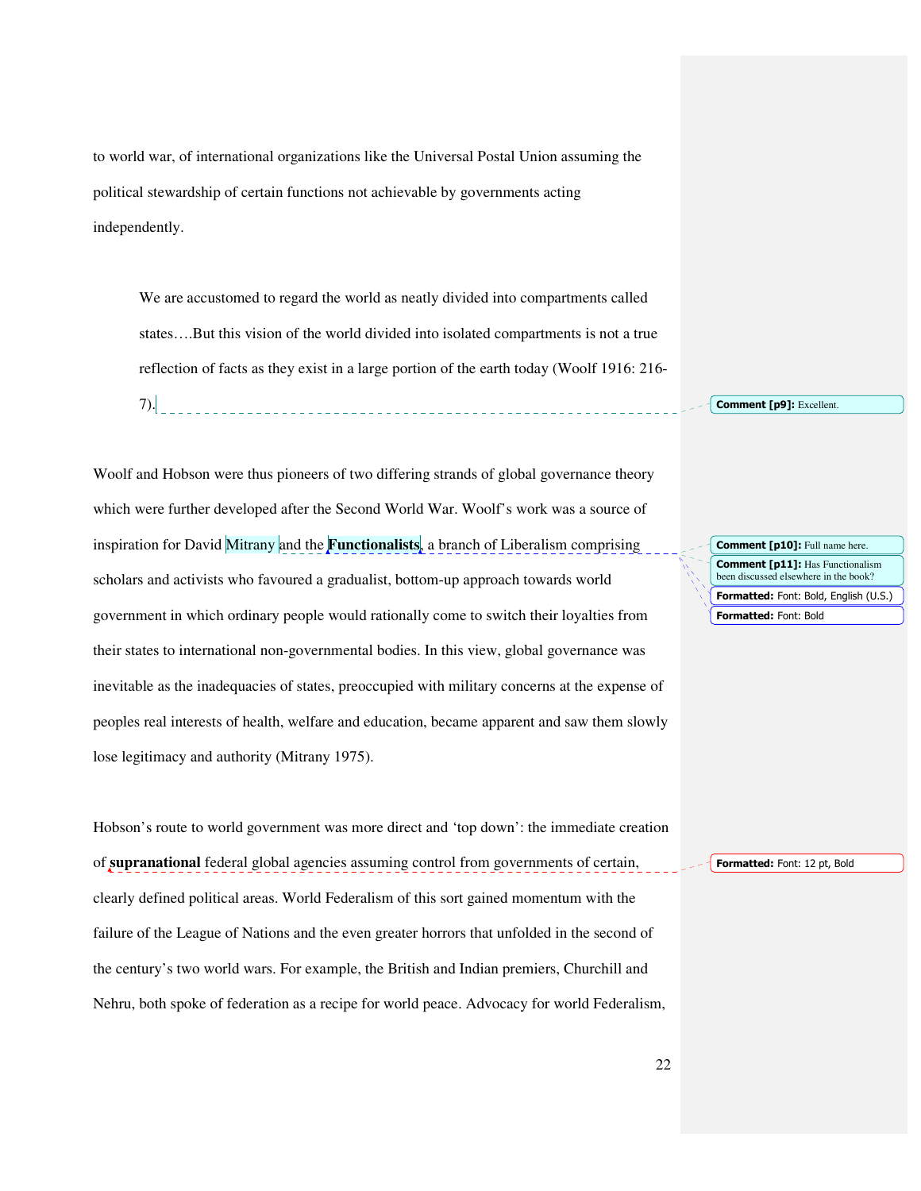to world war, of international organizations like the Universal Postal Union assuming the political stewardship of certain functions not achievable by governments acting independently.

> We are accustomed to regard the world as neatly divided into compartments called states….But this vision of the world divided into isolated compartments is not a true reflection of facts as they exist in a large portion of the earth today (Woolf 1916: 216-7).

Woolf and Hobson were thus pioneers of two differing strands of global governance theory which were further developed after the Second World War. Woolf's work was a source of inspiration for David Mitrany and the **Functionalists**, a branch of Liberalism comprising scholars and activists who favoured a gradualist, bottom-up approach towards world government in which ordinary people would rationally come to switch their loyalties from their states to international non-governmental bodies. In this view, global governance was inevitable as the inadequacies of states, preoccupied with military concerns at the expense of peoples real interests of health, welfare and education, became apparent and saw them slowly lose legitimacy and authority (Mitrany 1975).

Hobson's route to world government was more direct and 'top down': the immediate creation of **supranational** federal global agencies assuming control from governments of certain, clearly defined political areas. World Federalism of this sort gained momentum with the failure of the League of Nations and the even greater horrors that unfolded in the second of the century's two world wars. For example, the British and Indian premiers, Churchill and Nehru, both spoke of federation as a recipe for world peace. Advocacy for world Federalism,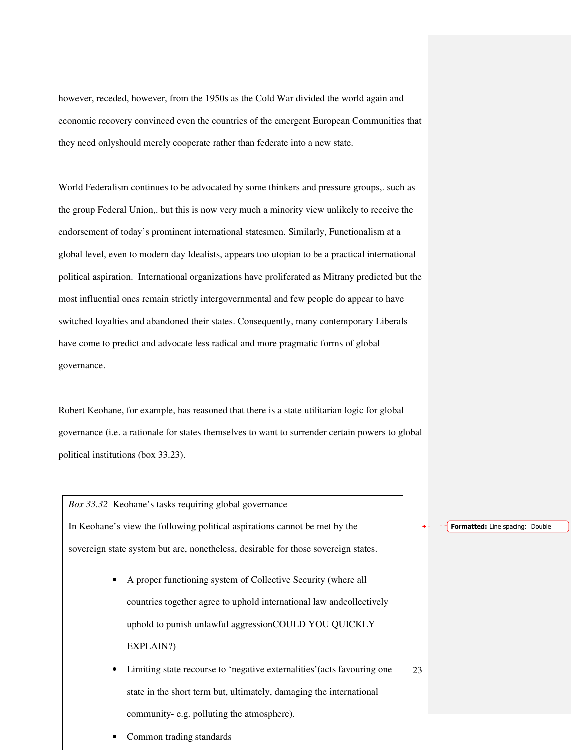however, receded, however, from the 1950s as the Cold War divided the world again and economic recovery convinced even the countries of the emergent European Communities that they need onlyshould merely cooperate rather than federate into a new state.

World Federalism continues to be advocated by some thinkers and pressure groups,. such as the group Federal Union,. but this is now very much a minority view unlikely to receive the endorsement of today's prominent international statesmen. Similarly, Functionalism at a global level, even to modern day Idealists, appears too utopian to be a practical international political aspiration. International organizations have proliferated as Mitrany predicted but the most influential ones remain strictly intergovernmental and few people do appear to have switched loyalties and abandoned their states. Consequently, many contemporary Liberals have come to predict and advocate less radical and more pragmatic forms of global governance.

Robert Keohane, for example, has reasoned that there is a state utilitarian logic for global governance (i.e. a rationale for states themselves to want to surrender certain powers to global political institutions (box 33.23).

*Box 33.32* Keohane's tasks requiring global governance

In Keohane's view the following political aspirations cannot be met by the sovereign state system but are, nonetheless, desirable for those sovereign states.

- A proper functioning system of Collective Security (where all countries together agree to uphold international law andcollectively uphold to punish unlawful aggressionCOULD YOU QUICKLY EXPLAIN?)
- Limiting state recourse to 'negative externalities'(acts favouring one state in the short term but, ultimately, damaging the international community- e.g. polluting the atmosphere).
- Common trading standards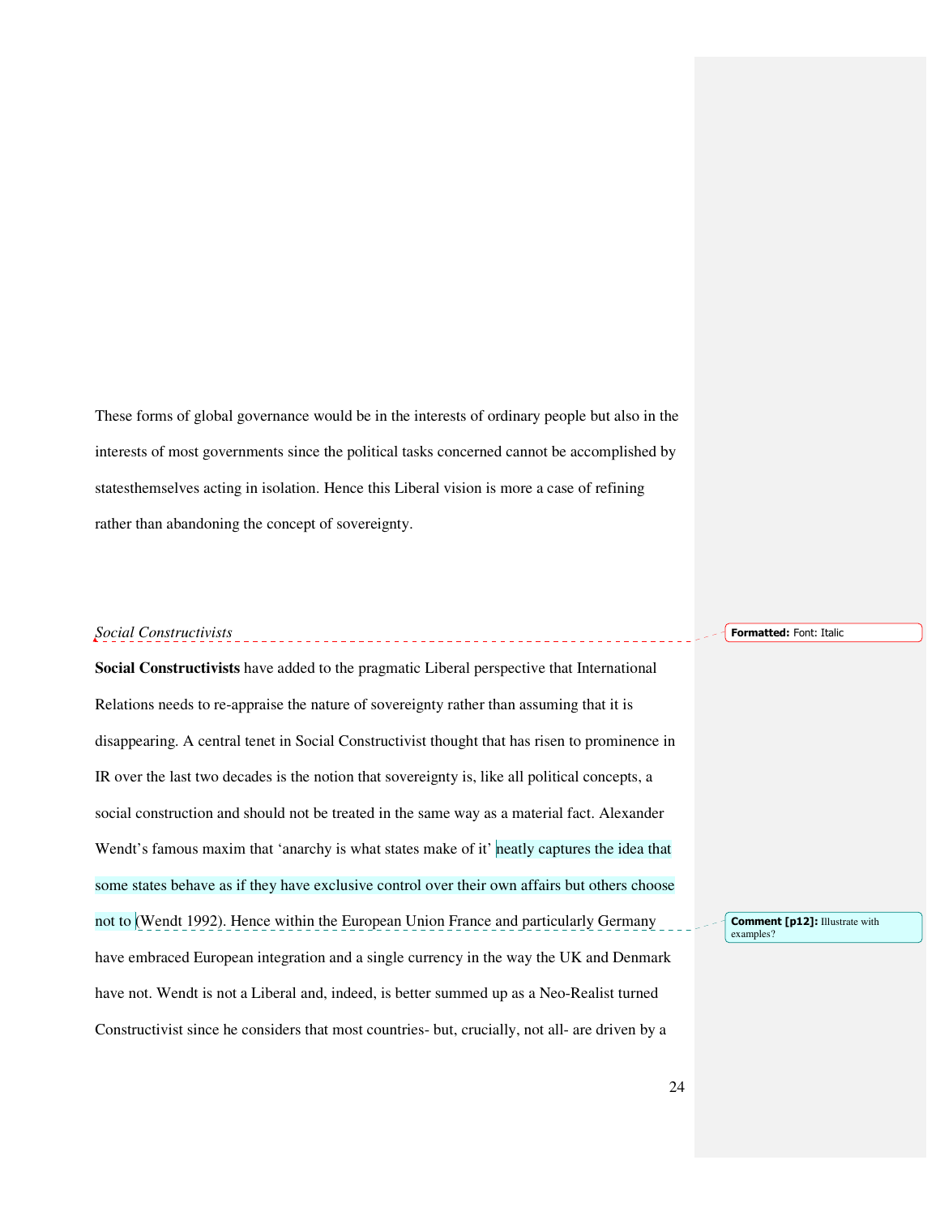These forms of global governance would be in the interests of ordinary people but also in the interests of most governments since the political tasks concerned cannot be accomplished by statesthemselves acting in isolation. Hence this Liberal vision is more a case of refining rather than abandoning the concept of sovereignty.

*Social Constructivists*

**Social Constructivists** have added to the pragmatic Liberal perspective that International Relations needs to re-appraise the nature of sovereignty rather than assuming that it is disappearing. A central tenet in Social Constructivist thought that has risen to prominence in IR over the last two decades is the notion that sovereignty is, like all political concepts, a social construction and should not be treated in the same way as a material fact. Alexander Wendt's famous maxim that 'anarchy is what states make of it' neatly captures the idea that some states behave as if they have exclusive control over their own affairs but others choose not to (Wendt 1992). Hence within the European Union France and particularly Germany have embraced European integration and a single currency in the way the UK and Denmark have not. Wendt is not a Liberal and, indeed, is better summed up as a Neo-Realist turned Constructivist since he considers that most countries- but, crucially, not all- are driven by a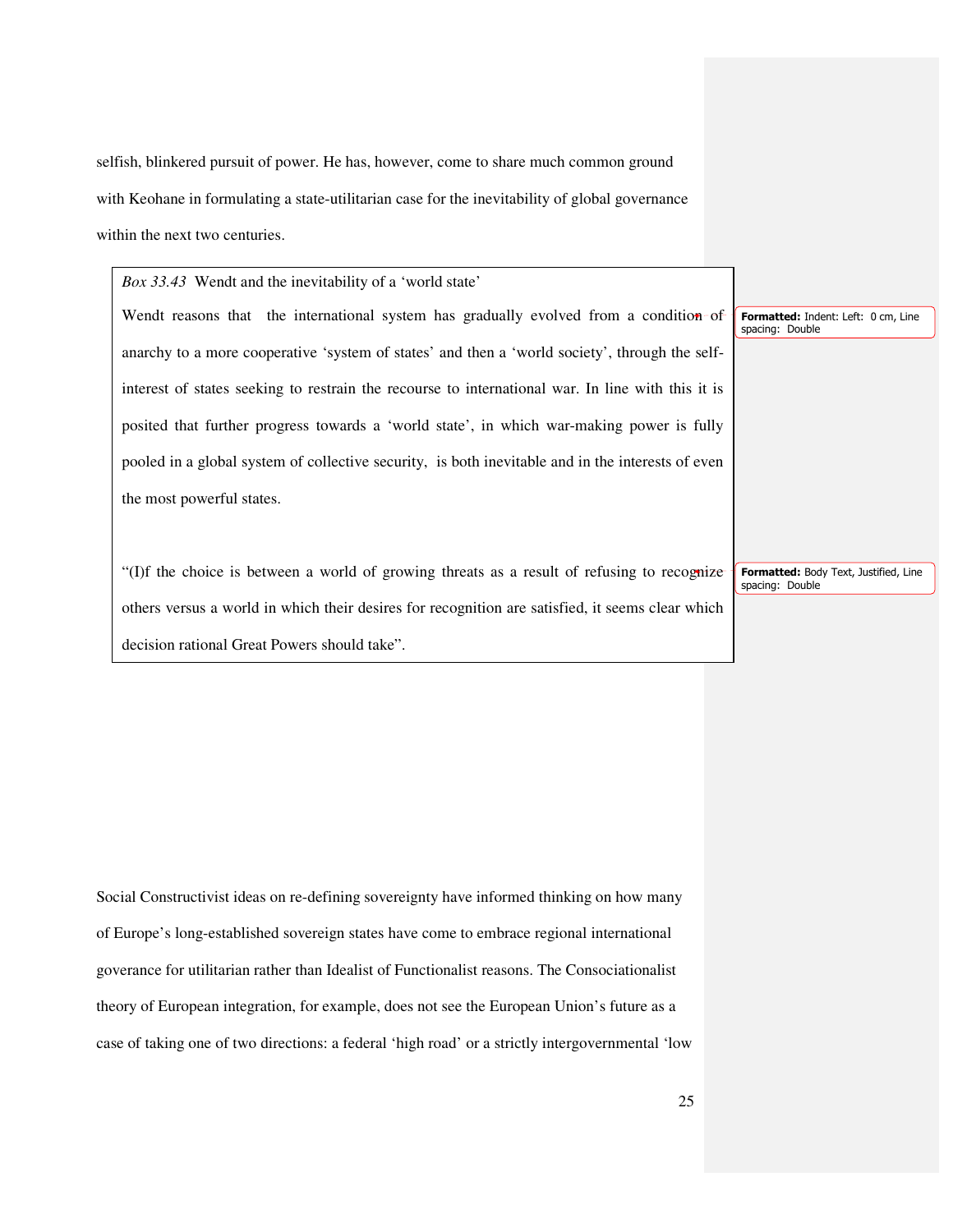selfish, blinkered pursuit of power. He has, however, come to share much common ground with Keohane in formulating a state-utilitarian case for the inevitability of global governance within the next two centuries.

> *Box 33.43* Wendt and the inevitability of a 'world state'
>
> Wendt reasons that the international system has gradually evolved from a condition of anarchy to a more cooperative 'system of states' and then a 'world society', through the self-interest of states seeking to restrain the recourse to international war. In line with this it is posited that further progress towards a 'world state', in which war-making power is fully pooled in a global system of collective security, is both inevitable and in the interests of even the most powerful states.
>
> "(I)f the choice is between a world of growing threats as a result of refusing to recognize others versus a world in which their desires for recognition are satisfied, it seems clear which decision rational Great Powers should take".

Social Constructivist ideas on re-defining sovereignty have informed thinking on how many of Europe's long-established sovereign states have come to embrace regional international goverance for utilitarian rather than Idealist of Functionalist reasons. The Consociationalist theory of European integration, for example, does not see the European Union's future as a case of taking one of two directions: a federal 'high road' or a strictly intergovernmental 'low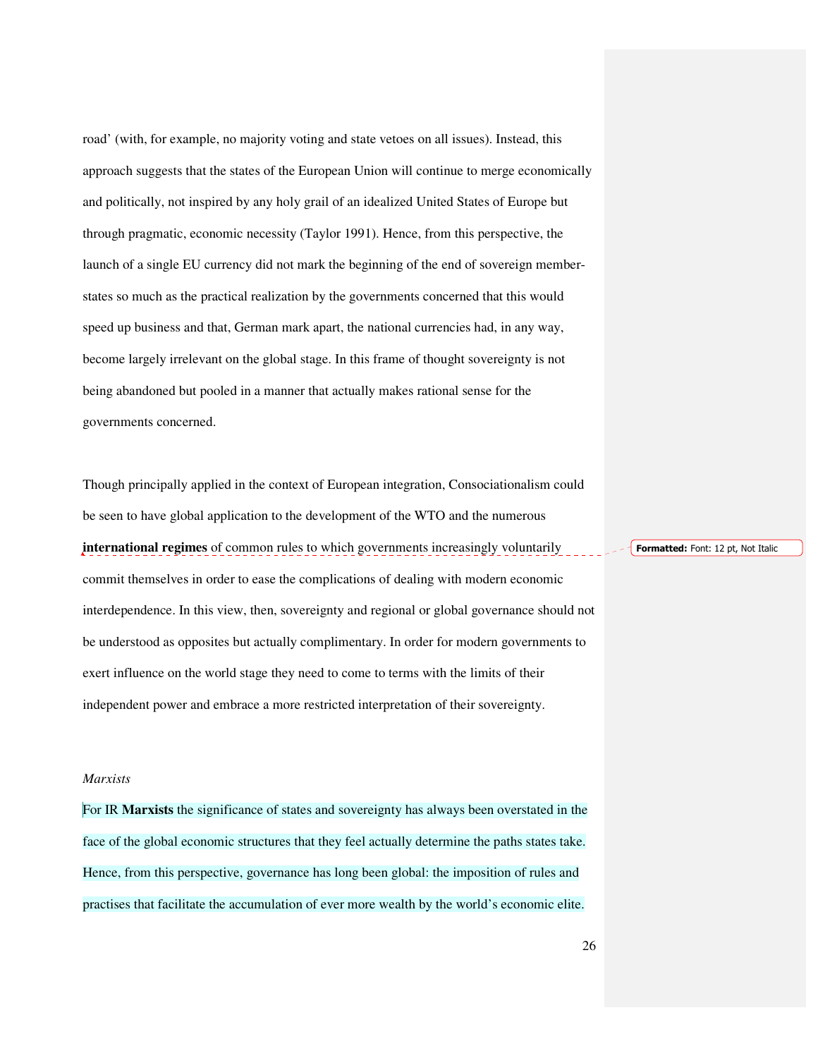road' (with, for example, no majority voting and state vetoes on all issues). Instead, this approach suggests that the states of the European Union will continue to merge economically and politically, not inspired by any holy grail of an idealized United States of Europe but through pragmatic, economic necessity (Taylor 1991). Hence, from this perspective, the launch of a single EU currency did not mark the beginning of the end of sovereign member-states so much as the practical realization by the governments concerned that this would speed up business and that, German mark apart, the national currencies had, in any way, become largely irrelevant on the global stage. In this frame of thought sovereignty is not being abandoned but pooled in a manner that actually makes rational sense for the governments concerned.

Though principally applied in the context of European integration, Consociationalism could be seen to have global application to the development of the WTO and the numerous **international regimes** of common rules to which governments increasingly voluntarily commit themselves in order to ease the complications of dealing with modern economic interdependence. In this view, then, sovereignty and regional or global governance should not be understood as opposites but actually complimentary. In order for modern governments to exert influence on the world stage they need to come to terms with the limits of their independent power and embrace a more restricted interpretation of their sovereignty.

*Marxists*

For IR **Marxists** the significance of states and sovereignty has always been overstated in the face of the global economic structures that they feel actually determine the paths states take. Hence, from this perspective, governance has long been global: the imposition of rules and practises that facilitate the accumulation of ever more wealth by the world's economic elite.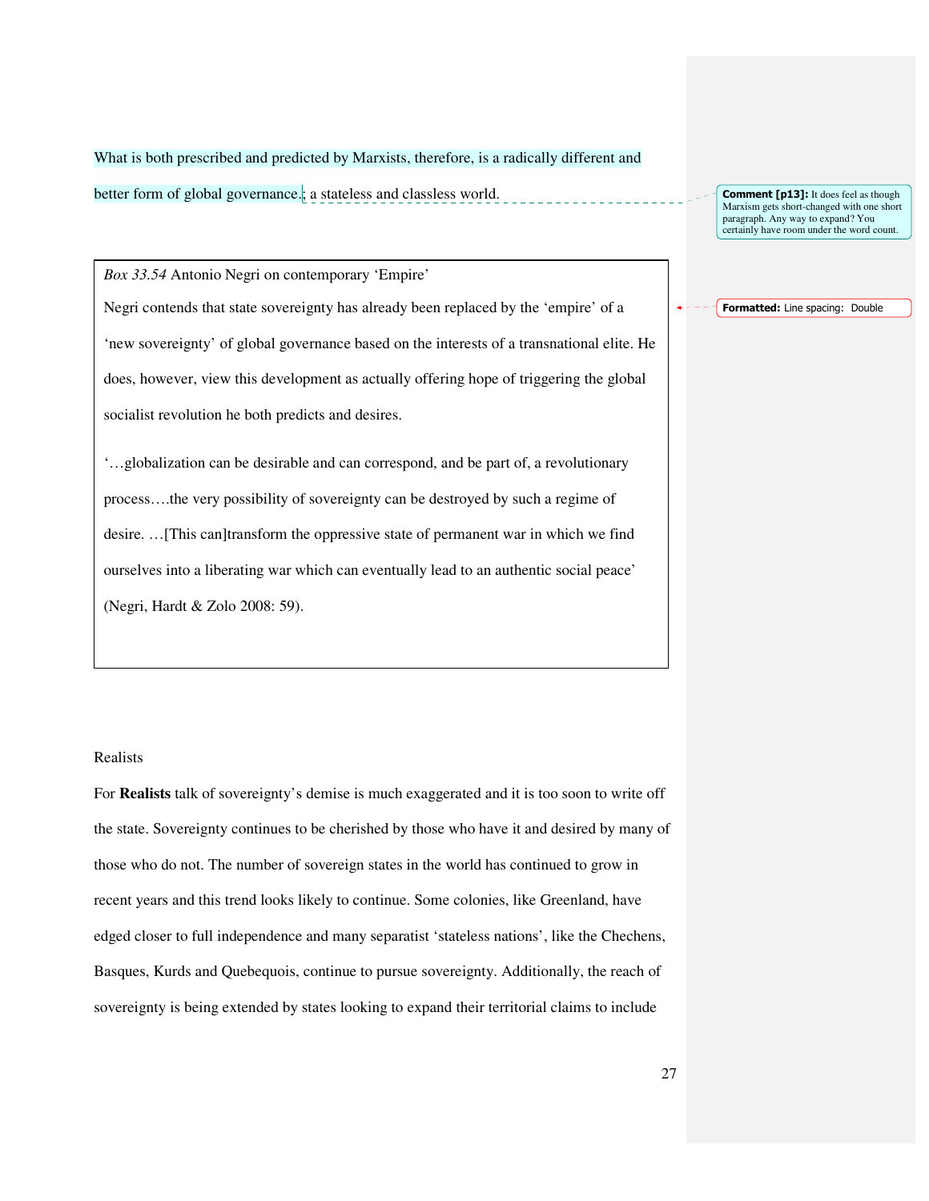What is both prescribed and predicted by Marxists, therefore, is a radically different and better form of global governance.; a stateless and classless world.

> *Box 33.54* Antonio Negri on contemporary 'Empire'
>
> Negri contends that state sovereignty has already been replaced by the 'empire' of a 'new sovereignty' of global governance based on the interests of a transnational elite. He does, however, view this development as actually offering hope of triggering the global socialist revolution he both predicts and desires.
>
> '…globalization can be desirable and can correspond, and be part of, a revolutionary process….the very possibility of sovereignty can be destroyed by such a regime of desire. …[This can]transform the oppressive state of permanent war in which we find ourselves into a liberating war which can eventually lead to an authentic social peace' (Negri, Hardt & Zolo 2008: 59).

Realists

For **Realists** talk of sovereignty's demise is much exaggerated and it is too soon to write off the state. Sovereignty continues to be cherished by those who have it and desired by many of those who do not. The number of sovereign states in the world has continued to grow in recent years and this trend looks likely to continue. Some colonies, like Greenland, have edged closer to full independence and many separatist 'stateless nations', like the Chechens, Basques, Kurds and Quebequois, continue to pursue sovereignty. Additionally, the reach of sovereignty is being extended by states looking to expand their territorial claims to include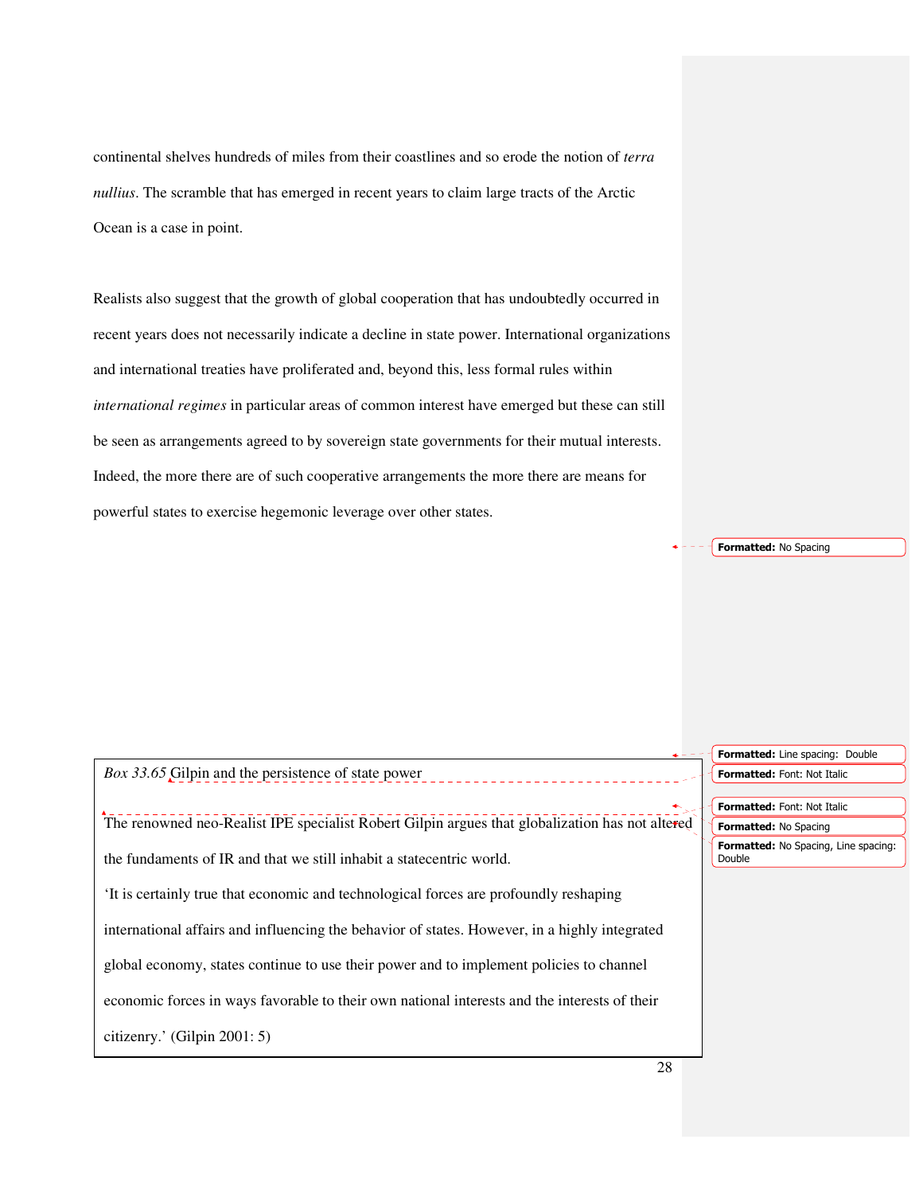continental shelves hundreds of miles from their coastlines and so erode the notion of *terra nullius*. The scramble that has emerged in recent years to claim large tracts of the Arctic Ocean is a case in point.

Realists also suggest that the growth of global cooperation that has undoubtedly occurred in recent years does not necessarily indicate a decline in state power. International organizations and international treaties have proliferated and, beyond this, less formal rules within *international regimes* in particular areas of common interest have emerged but these can still be seen as arrangements agreed to by sovereign state governments for their mutual interests. Indeed, the more there are of such cooperative arrangements the more there are means for powerful states to exercise hegemonic leverage over other states.

> *Box 33.65* Gilpin and the persistence of state power
>
> The renowned neo-Realist IPE specialist Robert Gilpin argues that globalization has not altered the fundaments of IR and that we still inhabit a statecentric world.
>
> 'It is certainly true that economic and technological forces are profoundly reshaping international affairs and influencing the behavior of states. However, in a highly integrated global economy, states continue to use their power and to implement policies to channel economic forces in ways favorable to their own national interests and the interests of their citizenry.' (Gilpin 2001: 5)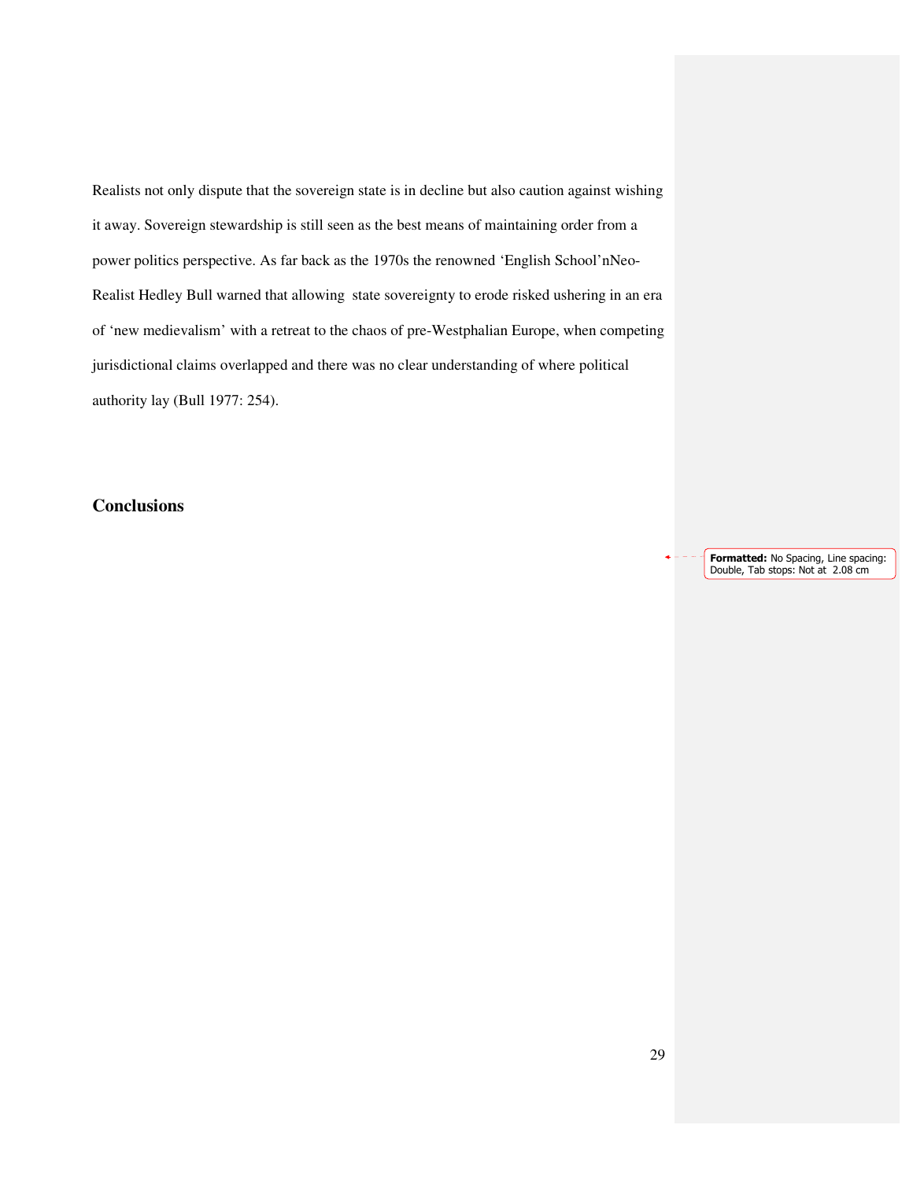Realists not only dispute that the sovereign state is in decline but also caution against wishing it away. Sovereign stewardship is still seen as the best means of maintaining order from a power politics perspective. As far back as the 1970s the renowned 'English School'nNeo-Realist Hedley Bull warned that allowing state sovereignty to erode risked ushering in an era of 'new medievalism' with a retreat to the chaos of pre-Westphalian Europe, when competing jurisdictional claims overlapped and there was no clear understanding of where political authority lay (Bull 1977: 254).

## Conclusions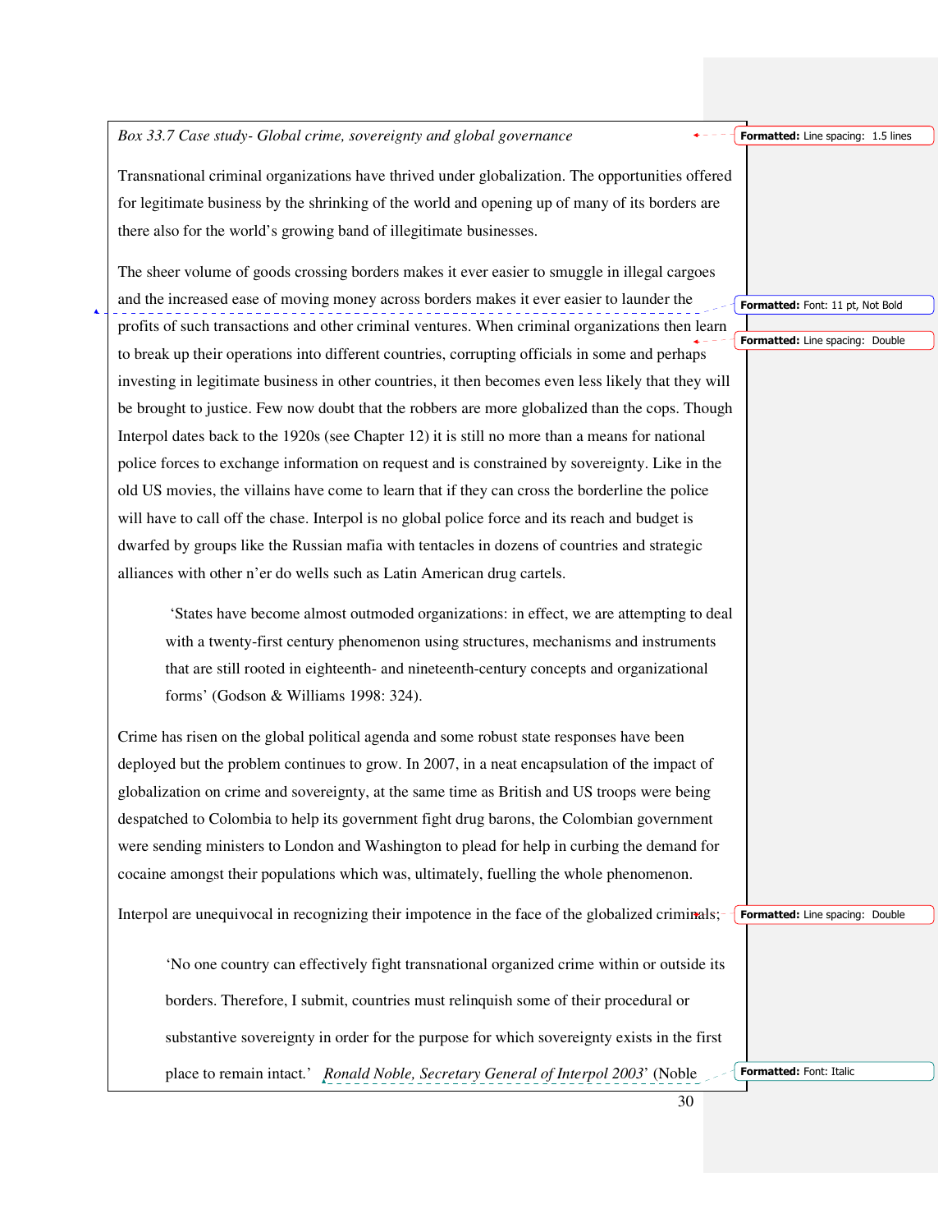*Box 33.7 Case study- Global crime, sovereignty and global governance*

Transnational criminal organizations have thrived under globalization. The opportunities offered for legitimate business by the shrinking of the world and opening up of many of its borders are there also for the world's growing band of illegitimate businesses.

The sheer volume of goods crossing borders makes it ever easier to smuggle in illegal cargoes and the increased ease of moving money across borders makes it ever easier to launder the profits of such transactions and other criminal ventures. When criminal organizations then learn to break up their operations into different countries, corrupting officials in some and perhaps investing in legitimate business in other countries, it then becomes even less likely that they will be brought to justice. Few now doubt that the robbers are more globalized than the cops. Though Interpol dates back to the 1920s (see Chapter 12) it is still no more than a means for national police forces to exchange information on request and is constrained by sovereignty. Like in the old US movies, the villains have come to learn that if they can cross the borderline the police will have to call off the chase. Interpol is no global police force and its reach and budget is dwarfed by groups like the Russian mafia with tentacles in dozens of countries and strategic alliances with other n'er do wells such as Latin American drug cartels.

> 'States have become almost outmoded organizations: in effect, we are attempting to deal with a twenty-first century phenomenon using structures, mechanisms and instruments that are still rooted in eighteenth- and nineteenth-century concepts and organizational forms' (Godson & Williams 1998: 324).

Crime has risen on the global political agenda and some robust state responses have been deployed but the problem continues to grow. In 2007, in a neat encapsulation of the impact of globalization on crime and sovereignty, at the same time as British and US troops were being despatched to Colombia to help its government fight drug barons, the Colombian government were sending ministers to London and Washington to plead for help in curbing the demand for cocaine amongst their populations which was, ultimately, fuelling the whole phenomenon.

Interpol are unequivocal in recognizing their impotence in the face of the globalized criminals;

> 'No one country can effectively fight transnational organized crime within or outside its borders. Therefore, I submit, countries must relinquish some of their procedural or substantive sovereignty in order for the purpose for which sovereignty exists in the first place to remain intact.' *Ronald Noble, Secretary General of Interpol 2003*' (Noble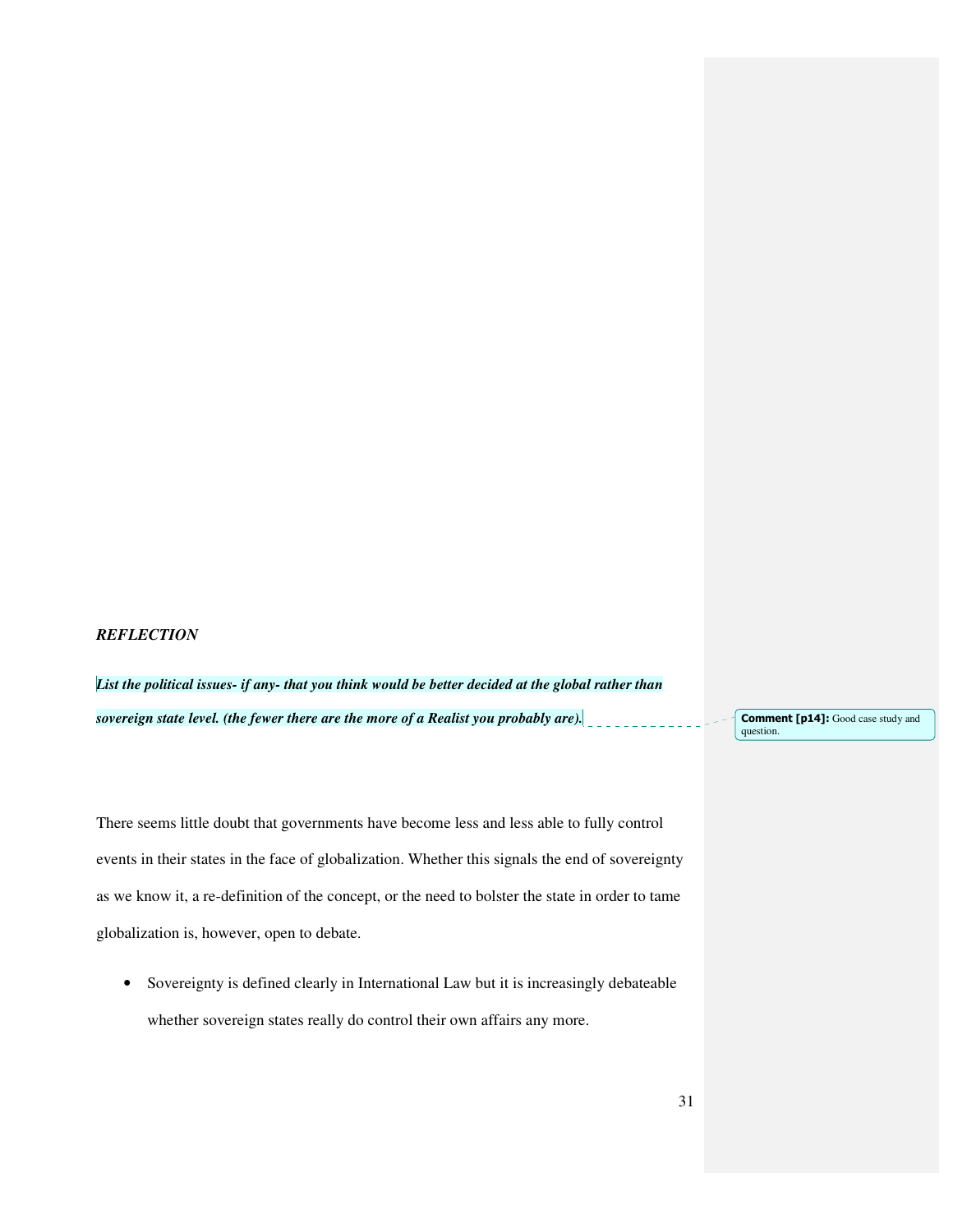***REFLECTION***

***List the political issues- if any- that you think would be better decided at the global rather than sovereign state level. (the fewer there are the more of a Realist you probably are).***

**Comment [p14]:** Good case study and question.

There seems little doubt that governments have become less and less able to fully control events in their states in the face of globalization. Whether this signals the end of sovereignty as we know it, a re-definition of the concept, or the need to bolster the state in order to tame globalization is, however, open to debate.

- Sovereignty is defined clearly in International Law but it is increasingly debateable whether sovereign states really do control their own affairs any more.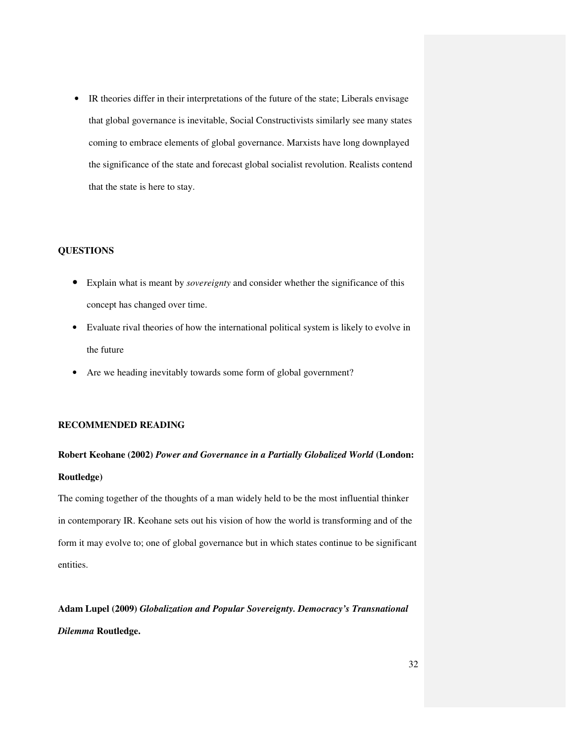- IR theories differ in their interpretations of the future of the state; Liberals envisage that global governance is inevitable, Social Constructivists similarly see many states coming to embrace elements of global governance. Marxists have long downplayed the significance of the state and forecast global socialist revolution. Realists contend that the state is here to stay.

**QUESTIONS**

- Explain what is meant by *sovereignty* and consider whether the significance of this concept has changed over time.
- Evaluate rival theories of how the international political system is likely to evolve in the future
- Are we heading inevitably towards some form of global government?

**RECOMMENDED READING**

**Robert Keohane (2002)** ***Power and Governance in a Partially Globalized World*** **(London: Routledge)**

The coming together of the thoughts of a man widely held to be the most influential thinker in contemporary IR. Keohane sets out his vision of how the world is transforming and of the form it may evolve to; one of global governance but in which states continue to be significant entities.

**Adam Lupel (2009)** ***Globalization and Popular Sovereignty. Democracy's Transnational Dilemma*** **Routledge.**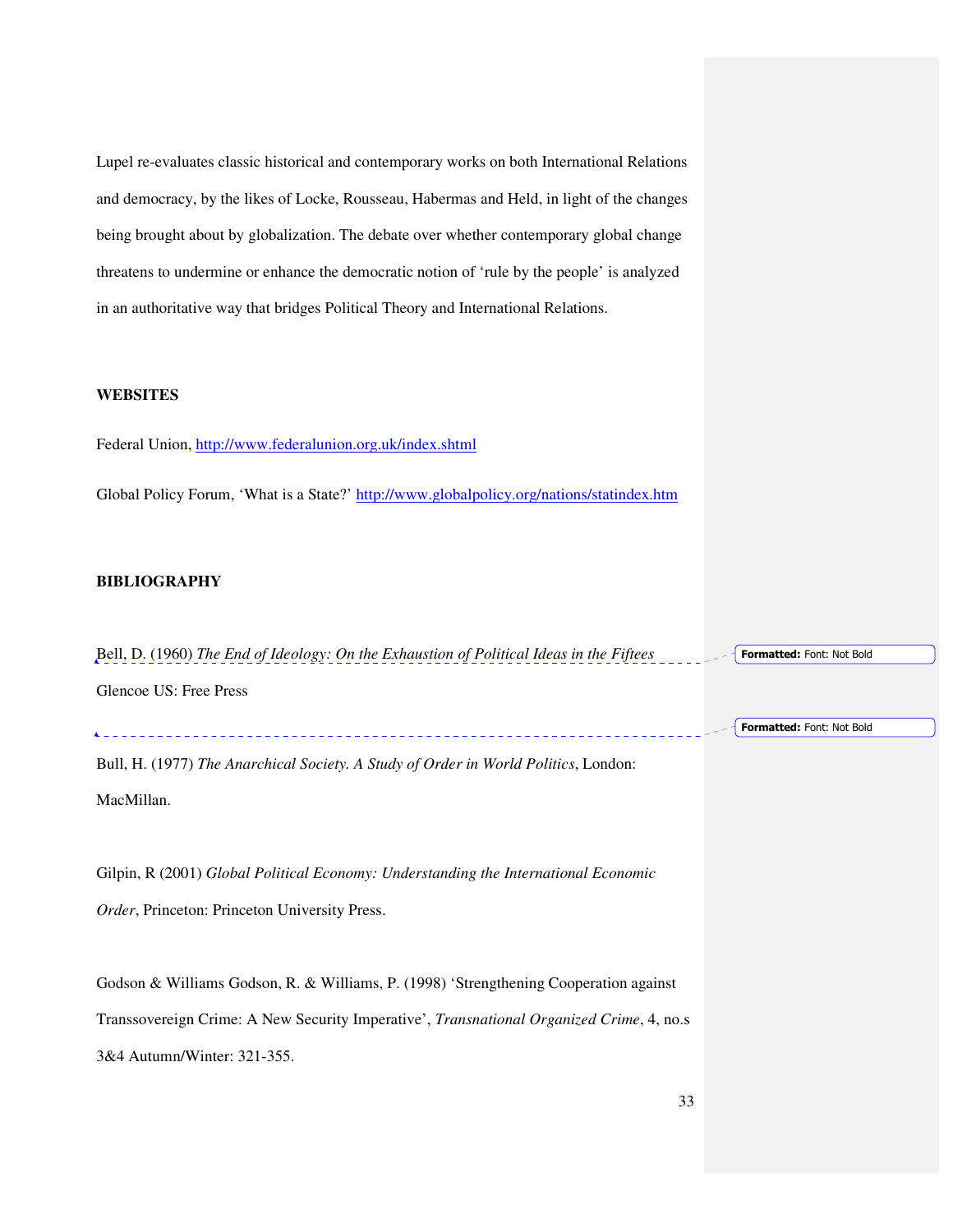Lupel re-evaluates classic historical and contemporary works on both International Relations and democracy, by the likes of Locke, Rousseau, Habermas and Held, in light of the changes being brought about by globalization. The debate over whether contemporary global change threatens to undermine or enhance the democratic notion of 'rule by the people' is analyzed in an authoritative way that bridges Political Theory and International Relations.

**WEBSITES**

Federal Union, http://www.federalunion.org.uk/index.shtml

Global Policy Forum, 'What is a State?' http://www.globalpolicy.org/nations/statindex.htm

**BIBLIOGRAPHY**

Bell, D. (1960) *The End of Ideology: On the Exhaustion of Political Ideas in the Fiftees* Glencoe US: Free Press

Bull, H. (1977) *The Anarchical Society. A Study of Order in World Politics*, London: MacMillan.

Gilpin, R (2001) *Global Political Economy: Understanding the International Economic Order*, Princeton: Princeton University Press.

Godson & Williams Godson, R. & Williams, P. (1998) 'Strengthening Cooperation against Transsovereign Crime: A New Security Imperative', *Transnational Organized Crime*, 4, no.s 3&4 Autumn/Winter: 321-355.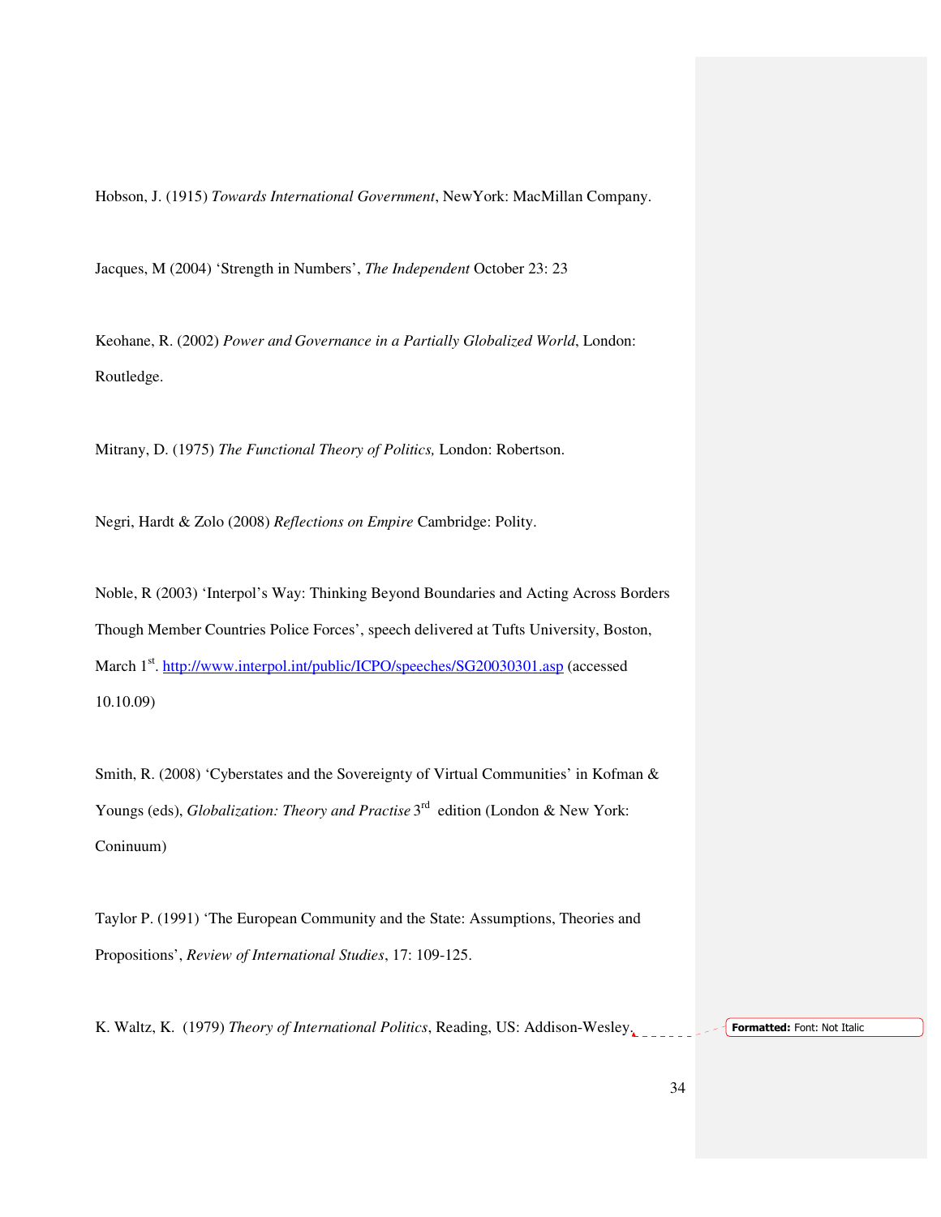Hobson, J. (1915) *Towards International Government*, NewYork: MacMillan Company.

Jacques, M (2004) 'Strength in Numbers', *The Independent* October 23: 23

Keohane, R. (2002) *Power and Governance in a Partially Globalized World*, London: Routledge.

Mitrany, D. (1975) *The Functional Theory of Politics,* London: Robertson.

Negri, Hardt & Zolo (2008) *Reflections on Empire* Cambridge: Polity.

Noble, R (2003) 'Interpol's Way: Thinking Beyond Boundaries and Acting Across Borders Though Member Countries Police Forces', speech delivered at Tufts University, Boston, March 1st. http://www.interpol.int/public/ICPO/speeches/SG20030301.asp (accessed 10.10.09)

Smith, R. (2008) 'Cyberstates and the Sovereignty of Virtual Communities' in Kofman & Youngs (eds), *Globalization: Theory and Practise* 3rd edition (London & New York: Coninuum)

Taylor P. (1991) 'The European Community and the State: Assumptions, Theories and Propositions', *Review of International Studies*, 17: 109-125.

K. Waltz, K. (1979) *Theory of International Politics*, Reading, US: Addison-Wesley.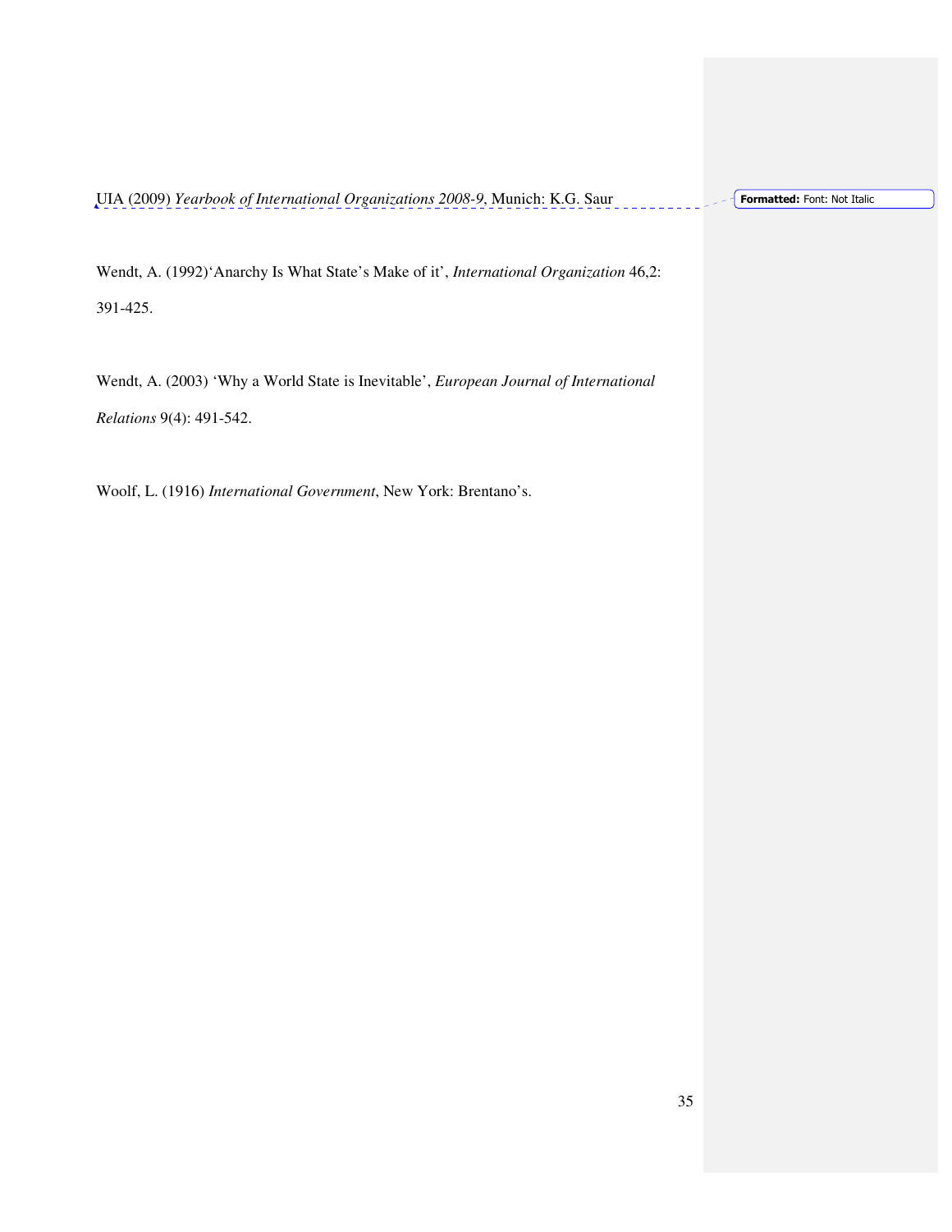UIA (2009) *Yearbook of International Organizations 2008-9*, Munich: K.G. Saur

Wendt, A. (1992)'Anarchy Is What State's Make of it', *International Organization* 46,2: 391-425.

Wendt, A. (2003) 'Why a World State is Inevitable', *European Journal of International Relations* 9(4): 491-542.

Woolf, L. (1916) *International Government*, New York: Brentano's.